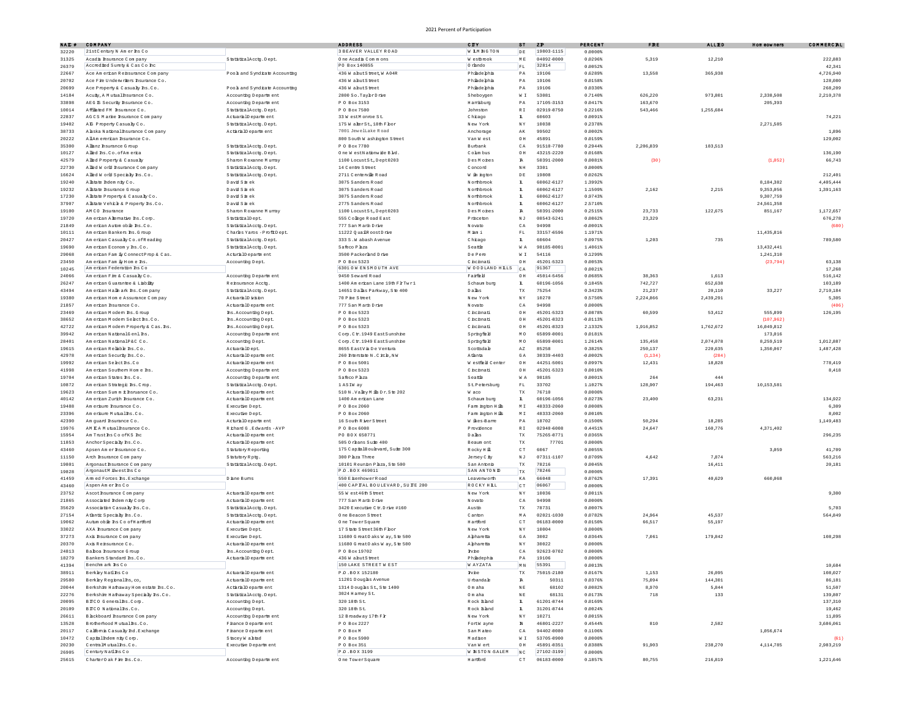# 2021 Percent of Participation

| NAIC # | COMPANY | | ADDRESS | CITY | ST | ZIP | PERCENT | FIRE | ALLIED | Homeowners | COMMERCIAL |
|---|---|---|---|---|---|---|---|---|---|---|---|
| 32220 | 21st Century N Amer Ins Co | | 3 BEAVER VALLEY ROAD | WILMINGTON | DE | 19803-1115 | 0.0000% | | | | |
| 31325 | Acadia Insurance Company | Statistical Acctg. Dept. | One Acadia Commons | Westbrook | ME | 04892-0000 | 0.0296% | 5,319 | 12,210 | | 222,883 |
| 26379 | Accredited Surety & Cas Co Inc | | PO Box 140855 | Orlando | FL | 32814 | 0.0052% | | | | 42,341 |
| 22667 | Ace American Reinsurance Company | Pools and Syndicate Accounting | 436 Walnut Street, WA04R | Philadelphia | PA | 19106 | 0.6289% | 13,558 | 365,938 | | 4,726,040 |
| 20702 | Ace Fire Underwriters Insurance Co. | | 436 Walnut Street | Philadelphia | PA | 19106 | 0.0158% | | | | 128,080 |
| 20699 | Ace Property & Casualty Ins. Co. | Pools and Syndicate Accounting | 436 Walnut Street | Philadelphia | PA | 19106 | 0.0330% | | | | 268,289 |
| 14184 | Acuity, A Mutual Insurance Co. | Accounting Department | 2800 So. Taylor Drive | Sheboygen | WI | 53081 | 0.7148% | 626,220 | 973,801 | 2,338,508 | 2,210,378 |
| 33898 | AEGIS Security Insurance Co. | Accounting Department | P O Box 3153 | Harrisburg | PA | 17105-3153 | 0.0417% | 163,670 | | 205,393 | |
| 10014 | Affiliated FM Insurance Co. | Statistical Acctg. Dept. | P O Box 7500 | Johnston | RI | 02919-0750 | 0.2216% | 543,466 | 1,255,684 | | |
| 22837 | AGCS Marine Insurance Company | Actuarial Department | 33 West Monroe St. | Chicago | IL | 60603 | 0.0091% | | | | 74,221 |
| 19402 | AIG Property Casualty Co. | Statistical Acctg. Dept. | 175 Water St., 18th Floor | New York | NY | 10038 | 0.2378% | | | 2,271,585 | |
| 38733 | Alaska National Insurance Company | Actuarial Department | 7001 Jewel Lake Road | Anchorage | AK | 99502 | 0.0002% | | | | 1,896 |
| 20222 | All America Insurance Co. | | 800 South Washington Street | Van Wert | OH | 45891 | 0.0159% | | | | 129,082 |
| 35300 | Allianz Insurance Group | Statistical Acctg. Dept. | P O Box 7780 | Burbank | CA | 91510-7780 | 0.2944% | 2,286,839 | 183,513 | | |
| 10127 | Allied Ins. Co. of America | Statistical Acctg. Dept. | One West Nationwide Blvd. | Columbus | OH | 43215-2220 | 0.0168% | | | | 136,190 |
| 42579 | Allied Property & Casualty | Sharon Roxanne Murray | 1100 Locust St., Dept 0203 | Des Moines | IA | 50391-2000 | 0.0081% | (30) | | (1,852) | 66,743 |
| 22730 | Allied World Insurance Company | Statistical Acctg. Dept. | 14 Centre Street | Concord | NH | 3301 | 0.0000% | | | | |
| 16624 | Allied World Specialty Ins. Co. | Statistical Acctg. Dept. | 2711 Centerville Road | Wilmington | DE | 19808 | 0.0262% | | | | 212,481 |
| 19240 | Allstate Indemnity Co. | David Simek | 3075 Sanders Road | Northbrook | IL | 60062-6127 | 1.3992% | | | 8,184,382 | 4,485,444 |
| 19232 | Allstate Insurance Group | David Simek | 3075 Sanders Road | Northbrook | IL | 60062-6127 | 1.1509% | 2,162 | 2,215 | 9,353,056 | 1,391,163 |
| 17230 | Allstate Property & Casualty Co. | David Simek | 3075 Sanders Road | Northbrook | IL | 60062-6127 | 0.9743% | | | 9,307,759 | |
| 37907 | Allstate Vehicle & Property Ins. Co. | David Simek | 2775 Sanders Road | Northbrook | IL | 60062-6127 | 2.5718% | | | 24,561,358 | |
| 19100 | AMCO Insurance | Sharon Roxanne Murray | 1100 Locust St., Dept 0203 | Des Moines | IA | 50391-2000 | 0.2515% | 23,733 | 122,675 | 851,167 | 1,172,657 |
| 19720 | American Alternative Ins. Corp. | Statistical Dept. | 555 College Road East | Princeton | NJ | 08543-5241 | 0.0862% | 23,329 | | | 676,278 |
| 21849 | American Automobile Ins. Co. | Statistical Acctg. Dept. | 777 San Marin Drive | Novato | CA | 94998 | -0.0001% | | | | (680) |
| 10111 | American Bankers Ins. Group | Charles Yaros - Profit Dept. | 11222 Quail Roost Drive | Miami | FL | 33157-6596 | 1.1971% | | | 11,435,816 | |
| 20427 | American Casualty Co. of Reading | Statistical Acctg. Dept. | 333 S. Wabash Avenue | Chicago | IL | 60604 | 0.0975% | 1,203 | 735 | | 789,580 |
| 19690 | American Economy Ins. Co. | Statistical Acctg. Dept. | Safeco Plaza | Seattle | WA | 98185-0001 | 1.4061% | | | 13,432,441 | |
| 29068 | American Family Connect Prop & Cas. | Acturial Department | 3500 Packerland Drive | De Pere | WI | 54116 | 0.1299% | | | 1,241,310 | |
| 23450 | American Family Home Ins. | Accounting Dept. | P O Box 5323 | Cincinnati | OH | 45201-5323 | 0.0053% | | | (23,794) | 63,138 |
| 10245 | American Federation Ins Co | | 6301 OWENSMOUTH AVE | WOODLAND HILLS | CA | 91367 | 0.0021% | | | | 17,268 |
| 24066 | American Fire & Casualty Co. | Accounting Department | 9450 Seward Road | Fairfield | OH | 45014-5456 | 0.0685% | 38,363 | 1,613 | | 516,142 |
| 26247 | American Guarantee & Liability | Reinsurance Acctg. | 1400 American Lane 19th Flr Twr 1 | Schaumburg | IL | 60196-1056 | 0.1845% | 742,727 | 652,638 | | 103,189 |
| 43494 | American Hallmark Ins. Company | Statistical Acctg. Dept. | 14651 Dallas Parkway, Ste 400 | Dallas | TX | 75254 | 0.3423% | 21,237 | 28,110 | 33,227 | 2,710,184 |
| 19380 | American Home Assurance Company | Actuarial Division | 70 Pine Street | New York | NY | 10270 | 0.5750% | 2,224,866 | 2,439,291 | | 5,305 |
| 21857 | American Insurance Co. | Actuarial Department | 777 San Marin Drive | Novato | CA | 94998 | 0.0000% | | | | (486) |
| 23469 | American Modern Ins. Group | Ins. Accounting Dept. | P O Box 5323 | Cincinnati | OH | 45201-5323 | 0.0878% | 60,599 | 53,412 | 555,899 | 126,195 |
| 38652 | American Modern Select Ins. Co. | Ins. Accounting Dept. | P O Box 5323 | Cincinnati | OH | 45201-8323 | -0.0113% | | | (107,962) | |
| 42722 | American Modern Property & Cas. Ins. | Ins. Accounting Dept. | P O Box 5323 | Cincinnati | OH | 45201-5323 | 2.1332% | 1,916,852 | 1,762,672 | 16,849,812 | |
| 39942 | American National Genl Ins. | Accounting Department | Corp. Ctr. 1949 East Sunshine | Springfield | MO | 65899-0001 | 0.0181% | | | 173,816 | |
| 28401 | American National P&C Co. | Accounting Dept. | Corp. Ctr. 1949 East Sunshine | Springfield | MO | 65899-0001 | 1.2614% | 135,458 | 2,074,078 | 8,259,519 | 1,012,887 |
| 19615 | American Reliable Ins. Co. | Actuarial Dept. | 8655 East Via De Ventura | Scottsdale | AZ | 85258 | 0.3825% | 250,137 | 228,635 | 1,350,867 | 1,487,428 |
| 42978 | American Security Ins. Co. | Actuarial Department | 260 Interstate N. Circle, NW | Atlanta | GA | 30339-4403 | -0.0002% | (1,134) | (284) | | |
| 19992 | American Select Ins. Co | Actuarial Department | P O Box 5001 | Westfield Center | OH | 44251-5001 | 0.0997% | 12,431 | 18,828 | | 778,419 |
| 41998 | American Southern Home Ins. | Accounting Department | P O Box 5323 | Cincinnati | OH | 45201-5323 | 0.0010% | | | | 8,418 |
| 19704 | American States Ins. Co. | Accounting Department | Safeco Plaza | Seattle | WA | 98185 | 0.0001% | 264 | 444 | | |
| 10872 | American Strategic Ins. Crop. | Statistical Acctg. Dept. | 1 ASI Way | St. Petersburg | FL | 33702 | 1.0827% | 128,907 | 194,463 | 10,153,581 | |
| 19623 | American Summit Insurance Co. | Actuarial Department | 510 N. Valley Mills Dr. Ste 202 | Waco | TX | 76710 | 0.0000% | | | | |
| 40142 | American Zurich Insurance Co. | Actuarial Department | 1400 American Lane | Schaumburg | IL | 60196-1056 | 0.0273% | 23,400 | 63,231 | | 134,922 |
| 19488 | Amerisure Insurance Co. | Executive Dept. | P O Box 2060 | Farmington Hills | MI | 48333-2060 | 0.0008% | | | | 6,309 |
| 23396 | Amerisure Mutual Ins. Co. | Executive Dept. | P O Box 2060 | Farmington Hills | MI | 48333-2060 | 0.0010% | | | | 8,082 |
| 42390 | Amguard Insurance Co. | Acturial Department | 16 South River Street | Wilkes-Barre | PA | 18702 | 0.1500% | 50,294 | 18,285 | | 1,149,483 |
| 19976 | AMICA Mutual Insurance Co. | Richard G. Edwards - AVP | P O Box 6008 | Providence | RI | 02940-6008 | 0.4451% | 24,647 | 168,776 | 4,371,402 | |
| 15954 | Am Trust Ins Co of KS Inc | Actuarial Department | PO BOX 650771 | Dallas | TX | 75265-0771 | 0.0365% | | | | 296,235 |
| 11853 | Anchor Specialty Ins. Co. | Actuarial Department | 505 Orleans Suite 400 | Beaumont | TX | 77701 | 0.0000% | | | | |
| 43460 | Apsen American Insurance Co. | Statutory Reporting | 175 Capital Boulevard, Suite 300 | Rocky Hill | CT | 6067 | 0.0055% | | | 3,059 | 41,709 |
| 11150 | Arch Insurance Company | Statutory Rptg. | 300 Plaza Three | Jersey City | NJ | 07311-1107 | 0.0709% | 4,642 | 7,874 | | 563,216 |
| 19801 | Argonaut Insurance Company | Statistical Acctg. Dept. | 10101 Reunion Plaza, Ste 500 | San Antonio | TX | 78216 | 0.0045% | | 16,411 | | 20,181 |
| 19828 | Argonaut Midwest Ins Co | | P.O. BOX 469011 | SAN ANTONIO | TX | 78246 | 0.0000% | | | | |
| 41459 | Armed Forces Ins. Exchange | Diane Burns | 550 Eisenhower Road | Leavenworth | KA | 66048 | 0.0762% | 17,391 | 40,629 | 660,868 | |
| 43460 | Aspen Amer Ins Co | | 400 CAPITAL BOULEVARD, SUITE 200 | ROCKY HILL | CT | 06067 | 0.0000% | | | | |
| 23752 | Ascot Insurance Company | Actuarial Department | 55 West 46th Street | New York | NY | 10036 | 0.0011% | | | | 9,300 |
| 21865 | Associated Indemnity Corp | Actuarial Department | 777 San Marin Drive | Novato | CA | 94998 | 0.0000% | | | | |
| 35629 | Association Casualty Ins. Co. | Statistical Acctg. Dept. | 3420 Executive Ctr. Drive #160 | Austin | TX | 78731 | 0.0007% | | | | 5,703 |
| 27154 | Atlantic Specialty Ins. Co. | Statistical Acctg. Dept. | One Beacon Street | Canton | MA | 02021-1030 | 0.0782% | 24,964 | 45,537 | | 564,849 |
| 19062 | Automobile Ins Co of Hartford | Actuarial Department | One Tower Square | Hartford | CT | 06183-0000 | 0.0150% | 66,517 | 55,197 | | |
| 33022 | AXA Insurance Company | Executive Dept. | 17 State Street 36th Floor | New York | NY | 10004 | 0.0000% | | | | |
| 37273 | Axis Insurance Company | Executive Dept. | 11680 Great Oaks Way, Ste 500 | Alpharetta | GA | 3002 | 0.0364% | 7,061 | 179,842 | | 108,298 |
| 20370 | Axis Reinsurance Co. | Actuarial Department | 11680 Great Oaks Way, Ste 500 | Alpharetta | NY | 30022 | 0.0000% | | | | |
| 24813 | Balboa Insurance Group | Ins. Accounting Dept. | P O Box 19702 | Irvine | CA | 92623-0702 | 0.0000% | | | | |
| 18279 | Bankers Standard Ins. Co. | Actuarial Department | 436 Walnut Street | Philadephia | PA | 19106 | 0.0000% | | | | |
| 41394 | Benchmark Ins Co | | 150 LAKE STREET WEST | WAYZATA | MN | 55391 | 0.0013% | | | | 10,684 |
| 38911 | Berkley Natl Ins Co | Actuarial Department | P.O. BOX 152180 | Irvine | TX | 75015-2180 | 0.0167% | 1,153 | 26,095 | | 108,027 |
| 29580 | Berkley Regional Ins, co, | Actuarial Department | 11201 Douglas Avenue | Urbandale | IA | 50311 | 0.0376% | 75,894 | 144,301 | | 86,181 |
| 20044 | Berkshire Hathaway Homestate Ins. Co. | Actuarial Department | 1314 Douglas St., Ste 1400 | Omaha | NE | 68102 | 0.0082% | 8,970 | 5,844 | | 51,507 |
| 22276 | Berkshire Hathaway Specialty Ins. Co. | Statistical Acctg. Dept. | 3024 Harney St. | Omaha | NE | 68131 | 0.0173% | 718 | 133 | | 139,807 |
| 20095 | BITCO General Ins. Corp. | Accounting Dept. | 320 18th St. | Rock Island | IL | 61201-8744 | 0.0169% | | | | 137,310 |
| 20109 | BITCO National Ins. Co. | Accounting Dept. | 320 18th St. | Rock Island | IL | 31201-8744 | 0.0024% | | | | 19,462 |
| 26611 | Blackboard Insurance Company | Accounting Department | 12 Broadway 17th Flr | New York | NY | 10271 | 0.0015% | | | | 11,895 |
| 13528 | Brotherhood Mutual Ins. Co. | Finance Department | P O Box 2227 | Fort Wayne | IN | 46801-2227 | 0.4544% | 810 | 2,582 | | 3,686,061 |
| 20117 | California Casualty Ind. Exchange | Finance Department | P O Box M | San Mateo | CA | 94402-0080 | 0.1106% | | | 1,056,674 | |
| 10472 | Capital Indemnity Corp. | Stacey Walstad | P O Box 5900 | Madison | WI | 53705-0900 | 0.0000% | | | | (61) |
| 20230 | Central Mutual Ins. Co. | Executive Department | P O Box 351 | Van Wert | OH | 45891-0351 | 0.8388% | 91,003 | 238,270 | 4,114,785 | 2,983,219 |
| 26905 | Century Natl Ins Co | | P.O. BOX 3199 | WINSTON-SALEM | NC | 27102-3199 | 0.0000% | | | | |
| 25615 | Charter Oak Fire Ins. Co. | Accounting Department | One Tower Square | Hartford | CT | 06183-0000 | 0.1857% | 80,755 | 216,819 | | 1,221,646 |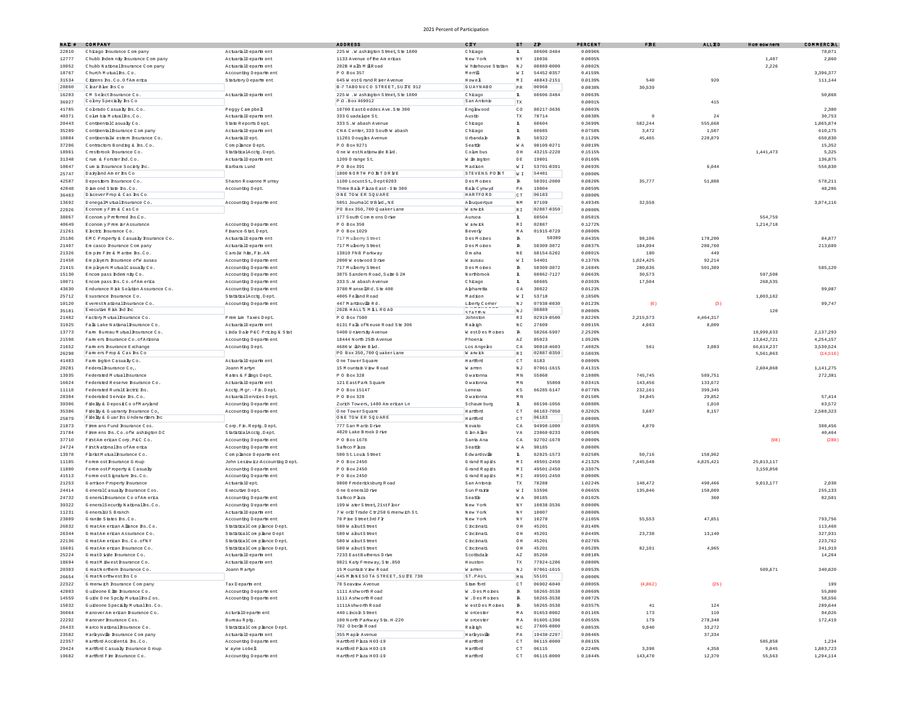2021 Percent of Participation

| NAIC # | COMPANY | | ADDRESS | CITY | ST | ZIP | PERCENT | FIRE | ALLIED | Homeowners | COMMERCIAL |
|---|---|---|---|---|---|---|---|---|---|---|---|
| 22810 | Chicago Insurance Company | Actuarial Department | 225 W. Washington Street, Ste 1800 | Chicago | IL | 60606-3484 | 0.0096% | | | | 78,071 |
| 12777 | Chubb Indemnity Insurance Company | Actuarial Department | 1133 Avenue of the Americas | New York | NY | 10036 | 0.0005% | | | 1,487 | 2,860 |
| 10052 | Chubb National Insurance Company | Actuarial Department | 202B Halls Mill Road | Whitehouse Station | NJ | 08889-0000 | 0.0002% | | | 2,226 | |
| 18767 | Church Mutual Ins. Co. | Accounting Department | P O Box 357 | Merrill | WI | 54452-0357 | 0.4159% | | | | 3,396,377 |
| 31534 | Citizens Ins. Co. Of America | Statutory Department | 645 West Grand River Avenue | Howell | MI | 48843-2151 | 0.0139% | 540 | 920 | | 111,144 |
| 28860 | Clear Blue Ins Co | | B-7 TABONUCO STREET, SUITE 912 | GUAYNABO | PR | 00968 | 0.0038% | 30,539 | | | |
| 16283 | CM Select Insurance Co. | Actuarial Department | 225 W. Washington Street, Ste 1800 | Chicago | IL | 60606-3484 | 0.0063% | | | | 50,868 |
| 36927 | Colony Specialty Ins Co | | P.O. Box 469012 | San Antonio | TX | | 0.0001% | | 415 | | |
| 41785 | Colorado Casualty Ins. Co. | Peggy Campbell | 10700 East Geddes Ave. Ste 300 | Englewood | CO | 80217-3636 | 0.0003% | | | | 2,380 |
| 40371 | Columbia Mutual Ins. Co. | Actuarial Department | 333 Guadalupe St. | Austin | TX | 78714 | 0.0038% | 9 | 24 | | 30,753 |
| 20443 | Continental Casualty Co. | State Reports Dept. | 333 S. Wabash Avenue | Chicago | IL | 60604 | 0.3699% | 582,244 | 555,668 | | 1,865,874 |
| 35289 | Continental Insurance Company | Actuarial Department | CNA Center, 333 South Wabash | Chicago | IL | 60685 | 0.0758% | 3,472 | 1,587 | | 610,175 |
| 10804 | Continental Western Insurance Co. | Actuarial Dept. | 11201 Douglas Avenue | Urbandale | IA | 50322 | 0.1129% | 45,465 | 220,879 | | 650,830 |
| 37206 | Contractors Bonding & Ins. Co. | Compliance Dept. | P O Box 9271 | Seattle | WA | 98109-0271 | 0.0019% | | | | 15,352 |
| 18961 | Crestbrook Insurance Co. | Statistical Acctg. Dept. | One West Nationwide Blvd. | Columbus | OH | 43215-2220 | 0.1515% | | | 1,441,473 | 5,325 |
| 31348 | Crum & Forster Ind. Co. | Actuarial Department | 1209 Orange St. | Wilmington | DE | 19801 | 0.0169% | | | | 136,875 |
| 10847 | Cumis Insurance Society Inc. | Barbara Lund | P O Box 391 | Madison | WI | 53701-0391 | 0.0693% | | 6,044 | | 556,830 |
| 25747 | Dairyland Amer Ins Co | | 1800 NORTH POINT DRIVE | STEVENS POINT | WI | 54481 | 0.0000% | | | | |
| 42587 | Depositors Insurance Co. | Sharon Roxanne Murray | 1100 Locust St., Dept 0203 | Des Moines | IA | 50391-2000 | 0.0826% | 35,777 | 51,808 | | 578,211 |
| 42048 | Diamond State Ins. Co. | Accounting Dept. | Three Bala Plaza East - Ste 300 | Bala Cynwyd | PA | 19004 | 0.0059% | | | | 48,206 |
| 36463 | Discover Prop & Cas Ins Co | | ONE TOWER SQUARE | HARTFORD | CT | 06183 | 0.0000% | | | | |
| 13692 | Donegal Mutual Insurance Co. | Accounting Department | 5051 Journal Ctr Blvd., NE | Albuquerque | NM | 87109 | 0.4934% | 32,558 | | | 3,974,116 |
| 22926 | Economy Fire & Cas Co | | PO Box 350, 700 Quaker Lane | Warwick | RI | 02887-0350 | 0.0000% | | | | |
| 38067 | Economy Preferred Ins. Co. | | 177 South Commons Drive | Aurora | IL | 60504 | 0.0581% | | | 554,759 | |
| 40649 | Economy Premier Assurance | Accounting Department | P O Box 350 | Warwick | RI | 02887 | 0.1272% | | | 1,214,718 | |
| 21261 | Electric Insurance Co. | Finance-Stat. Dept. | P O Box 1029 | Beverly | MA | 01915-0729 | 0.0000% | | | | |
| 25186 | EMC Property & Casualty Insurance Co. | Actuarial Department | 717 Mulberry Street | Des Moines | IA | 50309 | 0.0435% | 98,106 | 178,200 | | 84,877 |
| 21407 | Emcasco Insurance Company | Actuarial Department | 717 Mulberry Street | Des Moines | IA | 50309-3872 | 0.0837% | 184,994 | 200,760 | | 213,609 |
| 21326 | Empire Fire & Marine Ins. Co. | Carol White, Fin. AN | 13810 FNB Parkway | Omaha | NE | 68154-5202 | 0.0001% | 180 | 449 | | |
| 21458 | Employers Insurance of Wausau | Accounting Department | 2000 Westwood Drive | Wausau | WI | 54401 | 0.1375% | 1,024,425 | 92,214 | | |
| 21415 | Employers Mutual Casualty Co. | Accounting Department | 717 Mulberry Street | Des Moines | IA | 50309-3872 | 0.1684% | 200,636 | 501,389 | | 585,120 |
| 15130 | Encompass Indemnity Co. | Accounting Department | 3075 Sanders Road, Suite G2H | Northbrook | IL | 60062-7127 | 0.0663% | 30,573 | | 597,508 | |
| 10071 | Encompass Ins. Co. of America | Accounting Department | 333 S. Wabash Avenue | Chicago | IL | 60685 | 0.0303% | 17,504 | | 268,535 | |
| 43630 | Endurance Risk Solution Assurance Co. | Accounting Department | 3780 Mansell Rd. Ste 400 | Alpharetta | GA | 30022 | 0.0123% | | | | 99,987 |
| 25712 | Esusrance Insurance Co. | Statistical Acctg. Dept. | 4005 Felland Road | Madison | WI | 53718 | 0.1056% | | | 1,003,182 | |
| 10120 | Everest National Insurance Co. | Accounting Department | 447 Martinsville Rd. | Liberty Corner | NJ | 07938-0830 | 0.0123% | (6) | (3) | | 99,747 |
| 35181 | Executive Risk Ind Inc | | 202B HALLS MILL ROAD | STATION | NJ | 08889 | 0.0000% | | | 120 | |
| 21482 | Factory Mutual Insurance Co. | Premium Taxes Dept. | P O Box 7500 | Johnston | RI | 02919-0500 | 0.8226% | 2,215,573 | 4,464,317 | | |
| 31925 | Falls Lake National Insurance Co. | Actuarial Department | 6131 Falls of Neuse Road Ste 306 | Raleigh | NC | 27609 | 0.0015% | 4,063 | 8,009 | | |
| 13773 | Farm Bureau Mutual Insurance Co. | Linda Dale P&C Pricing & Stat | 5400 University Avenue | West Des Moines | IA | 50266-5997 | 2.2526% | | | 18,099,633 | 2,137,293 |
| 21598 | Farmers Insurance Co. of Arizona | Accounting Department | 18444 North 25th Avenue | Phoenix | AZ | 85023 | 1.9520% | | | 13,642,721 | 4,254,157 |
| 21652 | Farmers Insurance Exchange | Accounting Dept. | 4680 Wilshire Blvd. | Los Angeles | CA | 90010-4603 | 7.4082% | 561 | 3,083 | 66,614,237 | 3,530,524 |
| 26298 | Farmers Prop & Cas Ins Co | | PO Box 350, 700 Quaker Lane | Warwick | RI | 02887-0350 | 0.5803% | | | 5,561,863 | (14,516) |
| 41483 | Farmington Casualty Co. | Actuarial Department | One Tower Square | Hartford | CT | 6183 | 0.0000% | | | | |
| 20281 | Federal Insurance Co,. | Joann Martyn | 15 Mountain View Road | Warren | NJ | 07061-1615 | 0.4131% | | | 2,604,868 | 1,141,275 |
| 13935 | Federated Mutual Insurance | Rates & Filings Dept. | P O Box 328 | Owatonna | MN | 55060 | 0.1980% | 745,745 | 589,751 | | 272,381 |
| 16024 | Federated Reserve Insurance Co. | Actuarial Department | 121 East Park Square | Owatonna | MN | 55060 | 0.0341% | 143,456 | 133,672 | | |
| 11118 | Federated Rural Electric Ins. | Acctg. Mgr. - Fin. Dept. | P O Box 15147 | Lenexa | KS | 66285-5147 | 0.0778% | 232,161 | 399,345 | | |
| 28304 | Federated Service Ins. Co. | Actuarial Services Dept. | P O Box 328 | Owatonna | MN | | 0.0150% | 34,845 | 29,852 | | 57,414 |
| 39306 | Fidelity & Deposit Co of Maryland | Accounting Department | Zurich Towers, 1400 American Ln | Schaumburg | IL | 60196-1056 | 0.0080% | | 1,010 | | 63,572 |
| 35386 | Fidelity & Guaranty Insurance Co, | Accounting Department | One Tower Square | Hartford | CT | 06183-7050 | 0.3202% | 3,687 | 8,157 | | 2,588,323 |
| 25879 | Fidelity & Guar Ins Underwriters Inc | | ONE TOWER SQUARE | Hartford | CT | 06183 | 0.0000% | | | | |
| 21873 | Firemans Fund Insurance Cos. | Corp. Fin. Reptg. Dept. | 777 San Marin Drive | Novato | CA | 94998-1000 | 0.0385% | 4,079 | | | 308,456 |
| 21784 | Firemens Ins. Co. of Washington DC | Statistical Acctg. Dept. | 4820 Lake Brook Drive | Glen Allen | VA | 23060-9233 | 0.0050% | | | | 40,464 |
| 37710 | First American Corp. P&C Co. | Accounting Department | P O Box 1678 | Santa Ana | CA | 92702-1678 | 0.0000% | | | (98) | (288) |
| 24724 | First National Ins of America | Accounting Department | Safeco Plaza | Seattle | WA | 98185 | 0.0000% | | | | |
| 13978 | Florist Mutual Insurance Co. | Compliance Department | 500 St. Louis Street | Edwardsville | IL | 62025-1573 | 0.0258% | 50,716 | 158,962 | | |
| 11185 | Foremost Insurance Group | John Lesiewicz-Accounting Dept. | P O Box 2450 | Grand Rapids | MI | 49501-2450 | 4.2132% | 7,445,548 | 4,825,421 | 25,813,117 | |
| 11800 | Foremost Property & Casualty | Accounting Department | P O Box 2450 | Grand Rapids | MI | 49501-2450 | 0.3307% | | | 3,159,850 | |
| 41513 | Foremost Signature Ins. Co. | Accounting Department | P O Box 2450 | Grand Rapids | MI | 49501-2450 | 0.0000% | | | | |
| 21253 | Garrison Property Insurance | Actuarial Dept. | 9800 Fredericksburg Road | San Antonio | TX | 78288 | 1.0224% | 148,472 | 498,466 | 9,013,177 | 2,038 |
| 24414 | General Casualty Insurance Cos. | Executive Dept. | One General Drive | Sun Prairie | WI | 53596 | 0.0665% | 135,846 | 158,009 | | 255,133 |
| 24732 | General Insurance Co of America | Accounting Department | Safeco Plaza | Seattle | WA | 98185 | 0.0102% | | 360 | | 82,581 |
| 39322 | General Security National Ins. Co. | Accounting Department | 199 Water Street, 21st Floor | New York | NY | 10038-3536 | 0.0000% | | | | |
| 11231 | Generali US Branch | Actuarial Department | 7 World Trade Ctr 250 Greenwich St. | New York | NY | 10007 | 0.0000% | | | | |
| 23809 | Granite States Ins. Co. | Accounting Department | 70 Pine Street 3rd Flr | New York | NY | 10270 | 0.1105% | 55,553 | 47,851 | | 793,756 |
| 26832 | Great American Alliance Ins. Co. | Statistical Compliance Dept. | 580 Walnut Street | Cincinnati | OH | 45201 | 0.0140% | | | | 113,468 |
| 26344 | Great American Assurance Co. | Statistical Compliane Dept | 580 Walnut Street | Cincinnati | OH | 45201 | 0.0449% | 23,738 | 13,140 | | 327,931 |
| 22136 | Great American Ins. Co. of NY | Statistical Compliance Dept. | 580 Walnut Street | Cincinnati | OH | 45201 | 0.0276% | | | | 223,762 |
| 16691 | Great American Insurance Co. | Statistical Compliance Dept. | 580 Walnut Street | Cincinnati | OH | 45201 | 0.0528% | 82,101 | 4,065 | | 341,019 |
| 25224 | Great Divide Insurance Co. | Actuarial Department | 7233 East Butherus Drive | Scottsdale | AZ | 85260 | 0.0018% | | | | 14,264 |
| 18694 | Great Midwest Insurance Co. | Actuarial Department | 9821 Katy Freeway, Ste. 850 | Houston | TX | 77024-1206 | 0.0000% | | | | |
| 20303 | Great Northern Insurance Co. | Joann Martyn | 15 Mountain View Road | Warren | NJ | 07061-1615 | 0.0953% | | | 509,671 | 340,820 |
| 26654 | Great Northwest Ins Co | | 445 MINNESOTA STREET, SUITE 730 | ST. PAUL | MN | 55101 | 0.0000% | | | | |
| 22322 | Greenwich Insurance Company | Tax Department | 70 Seaview Avenue | Stamford | CT | 06902-6040 | -0.0005% | (4,062) | (25) | | 199 |
| 42883 | Guideone Elite Insurance Co. | Accounting Department | 1111 Ashworth Road | W. Des Moines | IA | 50265-3538 | 0.0069% | | | | 55,800 |
| 14559 | Guide One Spclty Mutual Ins. Co. | Accounting Department | 1111 Ashworth Road | W. Des Moines | IA | 50265-3538 | 0.0072% | | | | 58,556 |
| 15032 | Guideone Specialty Mutual Ins. Co. | | 1111 Ashworth Road | West Des Moines | IA | 50265-3538 | 0.0357% | 41 | 124 | | 289,644 |
| 36064 | Hanover American Insurance Co. | Acturial Department | 440 Lincoln Street | Worcester | MA | 01653-0002 | 0.0116% | 173 | 110 | | 94,026 |
| 22292 | Hanover Insurance Cos. | Bureau Rptg. | 100 North Parkway Sta. H-220 | Worcester | MA | 01605-1396 | 0.0555% | 179 | 278,348 | | 172,419 |
| 26433 | Harco National Insurance Co. | Statistical Compliance Dept. | 702 Oberlin Road | Raleigh | NC | 27605-0800 | 0.0053% | 9,940 | 33,272 | | |
| 23582 | Harleysville Insurance Company | Actuarial Department | 355 Maple Avenue | Harleysville | PA | 19438-2297 | 0.0046% | | 37,334 | | |
| 22357 | Hartford Accident & Ins. Co. | Accounting Department | Hartford Plaza H03-19 | Hartford | CT | 06115-0000 | 0.0615% | | | 585,858 | 1,234 |
| 29424 | Hartford Casualty Insurance Group | Wayne Lobell | Hartford Plaza H03-19 | Hartford | CT | 06115 | 0.2240% | 3,398 | 4,358 | 9,845 | 1,803,723 |
| 19682 | Hartford Fire Insurance Co. | Accounting Department | Hartford Plaza H03-19 | Hartford | CT | 06115-0000 | 0.1844% | 143,470 | 12,370 | 55,563 | 1,294,114 |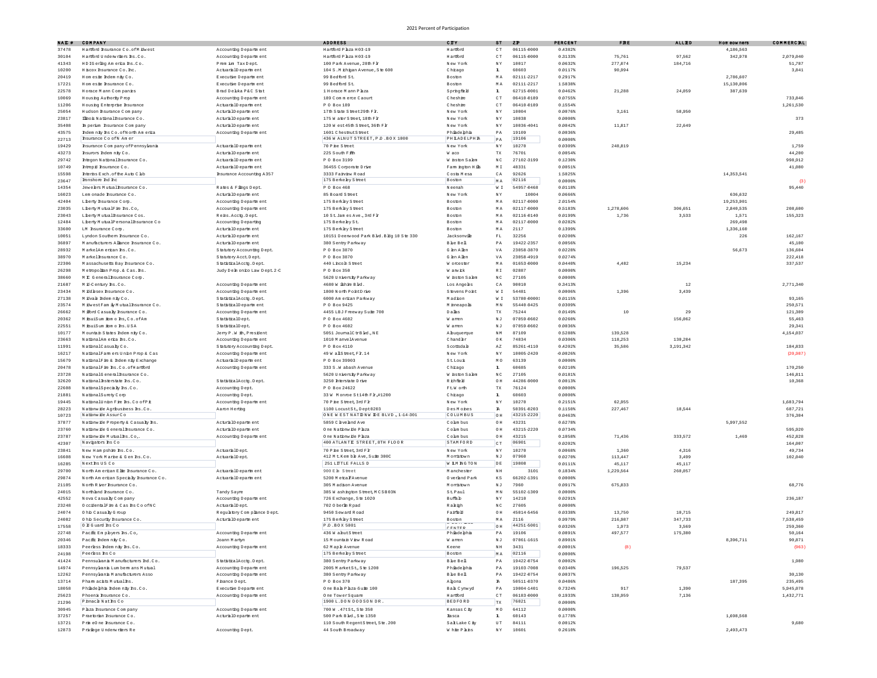2021 Percent of Participation

| NAIC # | COMPANY | | ADDRESS | CITY | ST | ZIP | PERCENT | FIRE | ALLIED | Homeowners | COMMERCIAL |
|---|---|---|---|---|---|---|---|---|---|---|---|
| 37478 | Hartford Insurance Co. of Midwest | Accounting Department | Hartford Plaza H03-19 | Hartford | CT | 06115-0000 | 0.4382% | | | 4,186,563 | |
| 30104 | Hartford Underwriters Ins. Co. | Accounting Department | Hartford Plaza H03-19 | Hartford | CT | 06115-0000 | 0.3133% | 75,761 | 97,562 | 342,978 | 2,079,040 |
| 41343 | HDI Gerling America Ins. Co. | Premium Tax Dept. | 100 Park Avenue, 28th Flr | New York | NY | 10017 | 0.0632% | 277,874 | 184,716 | | 51,787 |
| 10200 | Hiscox Insurance Co. Inc. | Actuarial Department | 104 S. Michigan Avenue, Ste 600 | Chicago | IL | 60603 | 0.0117% | 90,994 | | | 3,841 |
| 20419 | Homesite Indemnity Co. | Executive Department | 99 Bedford St. | Boston | MA | 02111-2217 | 0.2917% | | | 2,786,607 | |
| 17221 | Homesite Insurance Co. | Executive Department | 99 Bedford St. | Boston | MA | 02111-2217 | 1.5838% | | | 15,130,006 | |
| 22578 | Horace Mann Companies | Brad Deluka P&C Stat | 1 Horace Mann Plaza | Springfield | IL | 62715-0001 | 0.0462% | 21,288 | 24,059 | 387,639 | |
| 10069 | Housing Authority Prop | Accounting Department | 189 Commerce Caourt | Cheshire | CT | 06410-0189 | 0.0755% | | | | 733,846 |
| 11206 | Housing Enterprise Insurance | Actuarial Department | P O Box 189 | Cheshire | CT | 06410-0189 | 0.1554% | | | | 1,261,530 |
| 25054 | Hudson Insurance Company | Actuarial Department | 17th State Street 29th Flr. | New York | NY | 10004 | 0.0076% | 3,161 | 58,950 | | |
| 23817 | Illinois National Insurance Co. | Actuarial Department | 175 Water Street, 18th Flr | New York | NY | 10038 | 0.0000% | | | | 373 |
| 35408 | Imperium Insurance Company | Actuarial Department | 120 West 45th Street, 36th Flr | New York | NY | 10036-4041 | 0.0042% | 11,817 | 22,649 | | |
| 43575 | Indemnity Ins Co. of North America | Accounting Department | 1601 Chestnut Street | Philadelphia | PA | 19109 | 0.0036% | | | | 29,485 |
| 22713 | Insurance Co of N Amer | | 436 WALNUT STREET, P.O. BOX 1000 | PHILADELPHIA | PA | 19106 | 0.0000% | | | | |
| 19429 | Insurance Company of Pennsylvania | Actuarial Department | 70 Pine Street | New York | NY | 10270 | 0.0309% | 248,819 | | | 1,759 |
| 43273 | Insurors Indemnity Co. | Actuarial Department | 225 South Fifth | Waco | TX | 76701 | 0.0054% | | | | 44,200 |
| 29742 | Integon National Insurance Co. | Actuarial Department | P O Box 3199 | Winston Salem | NC | 27102-3199 | 0.1230% | | | | 998,912 |
| 10749 | Intrepid Insurance Co. | Actuarial Department | 36455 Corporate Drive | Farmington Hills | MI | 48331 | 0.0051% | | | | 41,080 |
| 15598 | Interins Exch. of the Auto Club | Insurance Accounting A357 | 3333 Fairview Road | Costa Mesa | CA | 92626 | 1.5025% | | | 14,353,541 | |
| 23647 | Ironshore Ind Inc | | 175 Berkeley Street | Boston | MA | 02116 | 0.0000% | | | | (3) |
| 14354 | Jewelers Mutual Insurance Co. | Rates & Filings Dept. | P O Box 468 | Neenah | WI | 54957-0468 | 0.0118% | | | | 95,440 |
| 16023 | Lemonade Insurance Co. | Actuarial Department | 85 Board Street | New York | NY | 10004 | 0.0666% | | | 636,632 | |
| 42404 | Liberty Insurance Corp. | Accounting Department | 175 Berkeley Street | Boston | MA | 02117-0000 | 2.0154% | | | 19,253,901 | |
| 23035 | Liberty Mutual Fire Ins. Co, | Accounting Department | 175 Berkeley Street | Boston | MA | 02117-0000 | 0.5183% | 1,278,606 | 306,651 | 2,840,535 | 208,600 |
| 23043 | Liberty Mutual Insurance Cos. | Reins. Acctg. Dept. | 10 St. James Ave., 3rd Flr | Boston | MA | 02116-0140 | 0.0199% | 1,736 | 3,533 | 1,571 | 155,323 |
| 12484 | Liberty Mutual Personal Insurance Co | Accounting Departing | 175 Berkeley St. | Boston | MA | 02117-0000 | 0.0282% | | | 269,498 | |
| 33600 | LM Insurance Corp. | Actuarial Department | 175 Berkeley Street | Boston | MA | 2117 | 0.1399% | | | 1,336,160 | |
| 10051 | Lyndon Southern Insurance Co. | Actuarial Department | 10151 Deerwood Park Blvd. Bldg 10 Ste 330 | Jacksonville | FL | 32256 | 0.0200% | | | 226 | 162,167 |
| 36897 | Manufacturers Alliance Insurance Co. | Actuarial Department | 380 Sentry Parkway | Blue Bell | PA | 19422-2357 | 0.0056% | | | | 45,100 |
| 28932 | Markel American Ins. Co. | Statutory Accounting Dept. | P O Box 3870 | Glen Allen | VA | 23058-3870 | 0.0228% | | | 56,673 | 136,604 |
| 38970 | Markel Insurance Co. | Statutory Acct. Dept. | P O Box 3870 | Glen Allen | VA | 23058-4919 | 0.0274% | | | | 222,418 |
| 22306 | Massachusetts Bay Insurance Co. | Statistical Acctg. Dept. | 440 Lincoln Street | Worcester | MA | 01653-0000 | 0.0440% | 4,482 | 15,234 | | 337,537 |
| 26298 | Metropolitan Prop. & Cas. Ins. | Judy Delmonico Law Dept. 2-C | P O Box 350 | Warwick | RI | 02887 | 0.0000% | | | | |
| 38660 | MIC General Insurance Corp. | | 5620 University Parkway | Winston Salem | NC | 27105 | 0.0000% | | | | |
| 21687 | Mid-Century Ins. Co. | Accounting Department | 4680 Wilshire Blvd. | Los Angeles | CA | 90010 | 0.3413% | | 12 | | 2,771,340 |
| 23434 | Middlesex Insurance Co. | Accounting Department | 1800 North Point Drive | Stevens Point | WI | 54481 | 0.0006% | 1,396 | 3,439 | | |
| 27138 | Midvale Indemnity Co. | Statistical Acctg. Dept. | 6000 American Parkway | Madison | WI | 53780-0000 | 0.0115% | | | | 93,165 |
| 23574 | Midwest Family Mutual Insurance Co. | Statistical Department | P O Box 9425 | Minneapolis | MN | 55440-9425 | 0.0309% | | | | 250,571 |
| 26662 | Milford Casualty Insurance Co. | Accounting Department | 4455 LBJ Freeway Suite 700 | Dallas | TX | 75244 | 0.0149% | 10 | 29 | | 121,309 |
| 20362 | Mitsui Sumitomo Ins, Co. of Am | Statistical Dept. | P O Box 4602 | Warren | NJ | 07059-0602 | 0.0260% | | 156,062 | | 55,463 |
| 22551 | Mitsui Sumitomo Ins. USA | Statistical Dept. | P O Box 4602 | Warren | NJ | 07059-0602 | 0.0036% | | | | 29,341 |
| 10177 | Mountain States Indemnity Co. | Jerry P. Will, President | 5051 Journal Ctr Blvd., NE | Albuquerque | NM | 87109 | 0.5288% | 139,528 | | | 4,154,037 |
| 23663 | National American Ins. Co. | Accounting Department | 1010 Manvel Avenue | Chandler | OK | 74834 | 0.0306% | 118,253 | 138,204 | | |
| 11991 | National Casualty Co. | Statutory Accounting Dept. | P O Box 4110 | Scottsdale | AZ | 85261-4110 | 0.4202% | 35,586 | 3,191,342 | | 184,833 |
| 16217 | National Farmers Union Prop & Cas | Accounting Department | 49 Wall Street, Flr. 14 | New York | NY | 10005-2420 | -0.0026% | | | | (20,087) |
| 15679 | National Fire & Indemnity Exchange | Actuarial Department | P O Box 39003 | St. Louis | MO | 63139 | 0.0000% | | | | |
| 20478 | National Fire Ins. Co. of Hartford | Accounting Department | 333 S. Wabash Avenue | Chicago | IL | 60685 | 0.0210% | | | | 170,250 |
| 23728 | National General Insurance Co. | | 5620 University Parkway | Winston Salem | NC | 27105 | 0.0181% | | | | 146,811 |
| 32620 | National Interstate Ins. Co. | Statistical Acctg. Dept. | 3250 Interstate Drive | Richfield | OH | 44286-0000 | 0.0013% | | | | 10,368 |
| 22608 | National Specialty Ins. Co. | Accounting Dept. | P O Box 24622 | Ft. Worth | TX | 76124 | 0.0000% | | | | |
| 21881 | National Surety Corp | Accounting Dept. | 33 W Monroe St 14th Flr., #1200 | Chicago | IL | 60603 | 0.0000% | | | | |
| 19445 | National Union Fire Ins. Co of Pitt | Accounting Department | 70 Pine Street, 3rd Flr | New York | NY | 10270 | 0.2151% | 62,955 | | | 1,683,794 |
| 28223 | Nationwide Agribusiness Ins. Co. | Aaron Herting | 1100 Locust St., Dept 0203 | Des Moines | IA | 50391-0203 | 0.1150% | 227,467 | 18,544 | | 687,721 |
| 10723 | Nationwide Assur Co | | ONE WEST NATIONWIDE BLVD., 1-14-301 | COLUMBUS | OH | 43215-2220 | 0.0463% | | | | 376,384 |
| 37877 | Nationwide Property & Casualty Ins. | Actuarial Department | 5859 Cleveland Ave | Columbus | OH | 43231 | 0.6278% | | | 5,997,552 | |
| 23760 | Nationwide General Insurance Co. | Actuarial Department | One Nationwide Plaza | Columbus | OH | 43215-2220 | 0.0734% | | | | 595,920 |
| 23787 | Nationwide Mutual Ins. Co,. | Accounting Department | One Nationwide Plaza | Columbus | OH | 43215 | 0.1058% | 71,436 | 333,572 | 1,469 | 452,828 |
| 42307 | Navigators Ins Co | | 400 ATLANTIC STREET, 8TH FLOOR | STAMFORD | CT | 06901 | 0.0202% | | | | 164,007 |
| 23841 | New Hampshire Ins. Co. | Actuarial Dept. | 70 Pine Street, 3rd Flr | New York | NY | 10270 | 0.0068% | 1,360 | 4,316 | | 49,734 |
| 16608 | New York Marine & Gen Ins. Co. | Actuarial Dept. | 412 Mt. Kemble Ave, Suite 300C | Morristown | NJ | 07960 | 0.0270% | 113,447 | 3,499 | | 102,040 |
| 16285 | Next Ins US Co | | 251 LITTLE FALLS D | WILMINGTON | DE | 19808 | 0.0111% | 45,117 | 45,117 | | |
| 29700 | North American Elite Insurance Co. | Actuarial Department | 900 Elm Street | Manchester | NH | 3101 | 0.1834% | 1,229,564 | 268,057 | | |
| 29874 | North American Specialty Insurance Co. | Actuarial Department | 5200 Metcalf Avenue | Overland Park | KS | 66202-1391 | 0.0000% | | | | |
| 21105 | North River Insurance Co. | | 305 Madison Avenue | Morristown | NJ | 7960 | 0.0917% | 675,833 | | | 68,776 |
| 24015 | Northland Insurance Co. | Tandy Sayre | 385 Washington Street, MC SB03N | St. Paul | MN | 55102-1309 | 0.0000% | | | | |
| 42552 | Nova Casualty Company | Accounting Department | 726 Exchange, Ste 1020 | Buffalo | NY | 14210 | 0.0291% | | | | 236,187 |
| 23248 | Occidental Fire & Cas Ins Co of NC | Actuarial Dept. | 702 Oberlin Road | Raleigh | NC | 27605 | 0.0000% | | | | |
| 24074 | Ohio Casualty Group | Regulatory Compliance Dept. | 9450 Seward Road | Fairfield | OH | 45014-5456 | 0.0338% | 13,750 | 10,715 | | 249,817 |
| 24082 | Ohio Security Insurance Co. | Actuarial Department | 175 Berkley Street | Boston | MA | 2116 | 0.9979% | 216,987 | 347,733 | | 7,538,459 |
| 17558 | Old Guard Ins Co | | P.O. BOX 5001 | CENTER | OH | 44251-5001 | 0.0326% | 1,873 | 3,569 | | 259,360 |
| 22748 | Pacific Employers Ins. Co, | Accounting Department | 436 Walnut Street | Philadelphia | PA | 19106 | 0.0891% | 497,577 | 175,380 | | 50,164 |
| 20346 | Pacific Indemnity Co. | Joann Martyn | 15 Mountain View Road | Warren | NJ | 07061-1615 | 0.8901% | | | 8,396,711 | 90,871 |
| 18333 | Peerless Indemnity Ins. Co. | Accounting Department | 62 Maple Avenue | Keene | NH | 3431 | -0.0001% | (8) | | | (963) |
| 24198 | Peerless Ins Co | | 175 Berkeley Street | Boston | MA | 02116 | 0.0000% | | | | |
| 41424 | Pennsylvania Manufacturers Ind. Co. | Statistical Acctg. Dept. | 380 Sentry Parkway | Blue Bell | PA | 19422-0754 | 0.0002% | | | | 1,980 |
| 14974 | Pennsylvania Lumbermans Mutual | Accounting Department | 2005 Market St., Ste 1200 | Philadelphia | PA | 19103-7008 | 0.0340% | 196,525 | 79,537 | | |
| 12262 | Pennsylvania Manufacturers Asso | Accounting Department | 380 Sentry Parkway | Blue Bell | PA | 19422-0754 | 0.0037% | | | | 30,130 |
| 13714 | Pharmacists Mutual Ins. | Finance Dept. | P O Box 370 | Algona | IA | 50511-0370 | 0.0406% | | | 187,395 | 235,495 |
| 18058 | Philadelphia Indemnity Ins. Co. | Executive Department | One Bala Plaza-Suite 100 | Bala Cynwyd | PA | 19004-1401 | 0.7324% | 917 | 1,390 | | 5,945,078 |
| 25623 | Phoenix Insurance Co. | Accounting Department | One Tower Square | Hartford | CT | 06183-0000 | 0.1933% | 138,059 | 7,136 | | 1,432,771 |
| 21296 | Pinnacle Natl Ins Co | | 1900 L. DON DODSON DR. | BEDFORD | TX | 76021 | 0.0000% | | | | |
| 30945 | Plaza Insurance Company | Accounting Department | 700 W. 47th St., Ste 350 | Kansas City | MO | 64112 | 0.0000% | | | | |
| 37257 | Praetorian Insurance Co. | Actuarial Department | 500 Park Blvd., Ste 1350 | Itasca | IL | 60143 | 0.1778% | | | 1,698,568 | |
| 13721 | PrimeOne Insurance Co. | | 110 South Regent Street, Ste. 200 | Salt Lake City | UT | 84111 | 0.0012% | | | | 9,680 |
| 12873 | Privilege Underwriters Re | Accounting Dept. | 44 South Broadway | White Plains | NY | 10601 | 0.2610% | | | 2,493,473 | |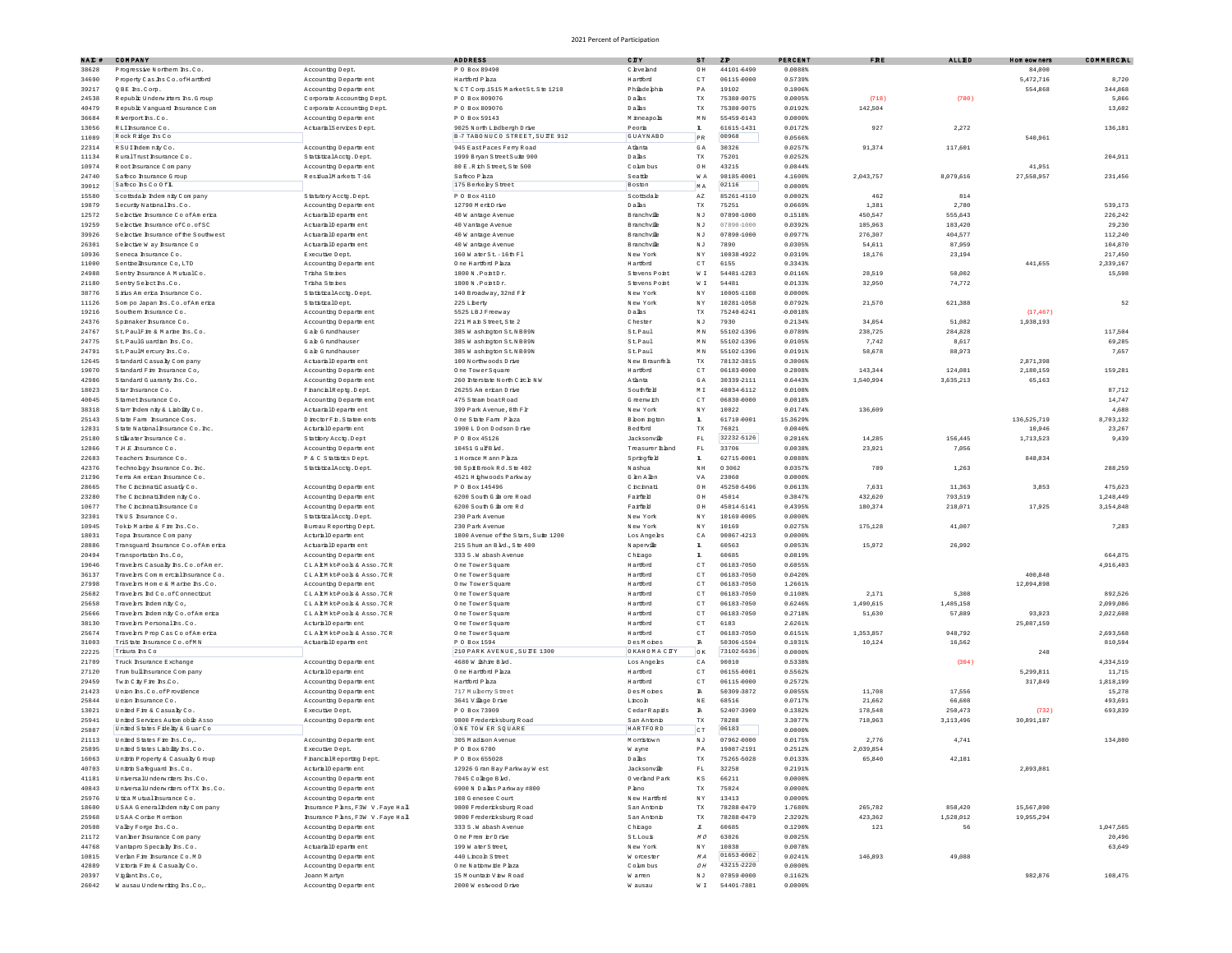2021 Percent of Participation

| NAIC # | COMPANY | | ADDRESS | CITY | ST | ZIP | PERCENT | FIRE | ALLIED | Homeowners | COMMERCIAL |
|---|---|---|---|---|---|---|---|---|---|---|---|
| 38628 | Progressive Northern Ins. Co. | Accounting Dept. | P O Box 89490 | Cleveland | OH | 44101-6490 | 0.0808% | | | 84,800 | |
| 34690 | Property Cas. Ins Co. of Hartford | Accounting Department | Hartford Plaza | Hartford | CT | 06115-0000 | 0.5739% | | | 5,472,716 | 8,720 |
| 39217 | QBE Ins. Corp. | Accounting Department | % CT Corp. 1515 Market St. Ste 1210 | Philadelphia | PA | 19102 | 0.1006% | | | 554,868 | 344,868 |
| 24538 | Republic Underwriters Ins. Group | Corporate Accounting Dept. | P O Box 809076 | Dallas | TX | 75380-9075 | 0.0005% | (718) | (780) | | 5,866 |
| 40479 | Republic Vanguard Insurance Com | Corporate Accounting Dept. | P O Box 809076 | Dallas | TX | 75380-9075 | 0.0192% | 142,504 | | | 13,602 |
| 36684 | Riverport Ins. Co. | Accounting Department | P O Box 59143 | Minneapolis | MN | 55459-0143 | 0.0000% | | | | |
| 13056 | RLI Insurance Co. | Actuarial Services Dept. | 9025 North Lindbergh Drive | Peoria | IL | 61615-1431 | 0.0172% | 927 | 2,272 | | 136,181 |
| 11089 | Rock Ridge Ins Co | | B-7 TABONUCO STREET, SUITE 912 | GUAYNABO | PR | 00968 | 0.0566% | | | 540,961 | |
| 22314 | RSUI Indemnity Co. | Accounting Department | 945 East Paces Ferry Road | Atlanta | GA | 30326 | 0.0257% | 91,374 | 117,601 | | |
| 11134 | Rural Trust Insurance Co. | Statistical Acctg. Dept. | 1999 Bryan Street Suite 900 | Dallas | TX | 75201 | 0.0252% | | | | 204,911 |
| 10974 | Root Insurance Company | Accounting Department | 80 E. Rich Street, Ste 500 | Columbus | OH | 43215 | 0.0044% | | | 41,951 | |
| 24740 | Safeco Insurance Group | Residual Markets T-16 | Safeco Plaza | Seattle | WA | 98185-0001 | 4.1606% | 2,043,757 | 8,079,616 | 27,558,957 | 231,456 |
| 39012 | Safeco Ins Co Of IL | | 175 Berkeley Street | Boston | MA | 02116 | 0.0000% | | | | |
| 15580 | Scottsdale Indemnity Company | Statutory Acctg. Dept. | P O Box 4110 | Scottsdale | AZ | 85261-4110 | 0.0002% | 462 | 814 | | |
| 19879 | Security National Ins. Co. | Accounting Department | 12790 Merit Drive | Dallas | TX | 75251 | 0.0669% | 1,381 | 2,780 | | 539,173 |
| 12572 | Selective Insurance Co of America | Actuarial Department | 40 Wantage Avenue | Branchville | NJ | 07890-1000 | 0.1518% | 450,547 | 555,643 | | 226,242 |
| 19259 | Selective Insurance of Co. of SC | Actuarial Department | 40 Vantage Avenue | Branchville | NJ | 07890-1000 | 0.0392% | 105,963 | 183,420 | | 29,230 |
| 39926 | Selective Insurance of the Southwest | Actuarial Department | 40 Wantage Avenue | Branchville | NJ | 07890-1000 | 0.0977% | 276,307 | 404,577 | | 112,240 |
| 26301 | Selective Way Insurance Co | Actuarial Department | 40 Wantage Avenue | Branchville | NJ | 7890 | 0.0305% | 54,611 | 87,059 | | 104,870 |
| 10936 | Seneca Insurance Co. | Executive Dept. | 160 Water St. - 16th Fl | New York | NY | 10038-4922 | 0.0319% | 18,176 | 23,194 | | 217,450 |
| 11000 | Sentinel Insurance Co, LTD | Accounting Department | One Hartford Plaza | Hartford | CT | 6155 | 0.3343% | | | 441,655 | 2,339,167 |
| 24988 | Sentry Insurance A Mutual Co. | Trisha Steines | 1800 N. Point Dr. | Stevens Point | WI | 54481-1283 | 0.0116% | 28,519 | 50,002 | | 15,598 |
| 21180 | Sentry Select Ins. Co. | Trisha Steines | 1800 N. Point Dr. | Stevens Point | WI | 54481 | 0.0133% | 32,950 | 74,772 | | |
| 38776 | Sirius America Insurance Co. | Statistical Acctg. Dept. | 140 Broadway, 32nd Flr | New York | NY | 10005-1108 | 0.0000% | | | | |
| 11126 | Sompo Japan Ins. Co. of America | Statistical Dept. | 225 Liberty | New York | NY | 10281-1058 | 0.0792% | 21,570 | 621,388 | | 52 |
| 19216 | Southern Insurance Co. | Accounting Department | 5525 LBJ Freeway | Dallas | TX | 75240-6241 | -0.0018% | | | (17,467) | |
| 24376 | Spinnaker Insurance Co. | Accounting Department | 221 Main Street, Ste 2 | Chester | NJ | 7930 | 0.2134% | 34,054 | 51,082 | 1,938,193 | |
| 24767 | St. Paul Fire & Marine Ins. Co. | Gale Grundhauser | 385 Washington St. NB09N | St. Paul | MN | 55102-1396 | 0.0789% | 238,725 | 284,828 | | 117,504 |
| 24775 | St. Paul Guardian Ins. Co. | Gale Grundhauser | 385 Washington St. NB09N | St. Paul | MN | 55102-1396 | 0.0105% | 7,742 | 8,617 | | 69,285 |
| 24791 | St. Paul Mercury Ins. Co. | Gale Grundhauser | 385 Washington St. NB09N | St. Paul | MN | 55102-1396 | 0.0191% | 58,678 | 88,973 | | 7,657 |
| 12645 | Standard Casualty Company | Actuarial Department | 100 Northwoods Drive | New Braunfels | TX | 78132-3815 | 0.3006% | | | 2,871,398 | |
| 19070 | Standard Fire Insurance Co, | Accounting Department | One Tower Square | Hartford | CT | 06183-0000 | 0.2808% | 143,344 | 124,081 | 2,180,159 | 159,281 |
| 42986 | Standard Guaranty Ins. Co. | Accounting Department | 260 Interstate North Circle NW | Atlanta | GA | 30339-2111 | 0.6443% | 1,540,994 | 3,635,213 | 65,163 | |
| 18023 | Star Insurance Co. | Financial Reptg. Dept. | 26255 American Drive | Southfield | MI | 48034-6112 | 0.0108% | | | | 87,712 |
| 40045 | Starnet Insurance Co. | Accounting Department | 475 Steamboat Road | Greenwich | CT | 06830-0000 | 0.0018% | | | | 14,747 |
| 38318 | Starr Indemnity & Liability Co. | Actuarial Department | 399 Park Avenue, 8th Flr | New York | NY | 10022 | 0.0174% | 136,609 | | | 4,608 |
| 25143 | State Farm Insurance Cos. | Director Fin. Statements | One State Farm Plaza | Bloomington | IL | 61710-0001 | 15.3629% | | | 136,525,719 | 8,703,132 |
| 12831 | State National Insurance Co. Inc. | Actuarial Department | 1900 L Don Dodson Drive | Bedford | TX | 76021 | 0.0040% | | | 10,946 | 23,267 |
| 25180 | Stillwater Insurance Co. | Statitory Acctg. Dept | P O Box 45126 | Jacksonville | FL | 32232-5126 | 0.2016% | 14,285 | 156,445 | 1,713,523 | 9,439 |
| 12866 | T.H.E. Insurance Co. | Accounting Department | 10451 Gulf Blvd. | Treasurer Island | FL | 33706 | 0.0038% | 23,921 | 7,056 | | |
| 22683 | Teachers Insurance Co. | P & C Statistics Dept. | 1 Horace Mann Plaza | Springfield | IL | 62715-0001 | 0.0888% | | | 848,834 | |
| 42376 | Technology Insurance Co. Inc. | Statistical Acctg. Dept. | 98 Spit Brook Rd. Ste 402 | Nashua | NH | 03062 | 0.0357% | 709 | 1,263 | | 288,259 |
| 21296 | Terra American Insurance Co. | | 4521 Highwoods Parkway | Glen Allen | VA | 23060 | 0.0000% | | | | |
| 28665 | The Cincinnati Casualty Co. | Accounting Department | P O Box 145496 | Cincinnati | OH | 45250-5496 | 0.0613% | 7,631 | 11,363 | 3,853 | 475,623 |
| 23280 | The Cincinnati Indemnity Co. | Accounting Department | 6200 South Gilmore Road | Fairfield | OH | 45014 | 0.3047% | 432,620 | 793,519 | | 1,248,449 |
| 10677 | The Cincinnati Insurance Co | Accounting Department | 6200 South Gilmore Rd | Fairfield | OH | 45014-5141 | 0.4395% | 180,374 | 218,071 | 17,925 | 3,154,848 |
| 32301 | TNUS Insurance Co. | Statistical Acctg. Dept. | 230 Park Avenue | New York | NY | 10169-0005 | 0.0000% | | | | |
| 10945 | Tokio Marine & Fire Ins. Co. | Bureau Reporting Dept. | 230 Park Avenue | New York | NY | 10169 | 0.0275% | 175,128 | 41,007 | | 7,283 |
| 18031 | Topa Insurance Company | Actuarial Department | 1800 Avenue of the Stars, Suite 1200 | Los Angeles | CA | 90067-4213 | 0.0000% | | | | |
| 28886 | Transguard Insurance Co. of America | Actuarial Department | 215 Shuman Blvd., Ste 400 | Naperville | IL | 60563 | 0.0053% | 15,972 | 26,992 | | |
| 20494 | Transportation Ins. Co, | Accounting Department | 333 S. Wabash Avenue | Chicago | IL | 60685 | 0.0819% | | | | 664,875 |
| 19046 | Travelers Casualty Ins. Co. of Amer. | CLAIMktPools & Asso.7CR | One Tower Square | Hartford | CT | 06183-7050 | 0.6055% | | | | 4,916,403 |
| 36137 | Travelers Commercial Insurance Co. | CLAIMktPools & Asso.7CR | One Tower Square | Hartford | CT | 06183-7050 | 0.0420% | | | 400,848 | |
| 27998 | Travelers Home & Marine Ins. Co. | Accounting Department | Onw Tower Square | Hartford | CT | 06183-7050 | 1.2661% | | | 12,094,898 | |
| 25682 | Travelers Ind Co. of Connecticut | CLAIMktPools & Asso.7CR | One Tower Square | Hartford | CT | 06183-7050 | 0.1108% | 2,171 | 5,308 | | 892,526 |
| 25658 | Travelers Indemnity Co, | CLAIMktPools & Asso.7CR | One Tower Square | Hartford | CT | 06183-7050 | 0.6246% | 1,490,615 | 1,485,158 | | 2,099,086 |
| 25666 | Travelers Indemnity Co. of America | CLAIMktPools & Asso.7CR | One Tower Square | Hartford | CT | 06183-7050 | 0.2718% | 51,630 | 57,889 | 93,923 | 2,022,608 |
| 38130 | Travelers Personal Ins. Co. | Actuarial Department | One Tower Square | Hartford | CT | 6183 | 2.6261% | | | 25,087,159 | |
| 25674 | Travelers Prop Cas Co of America | CLAIMktPools & Asso.7CR | One Tower Square | Hartford | CT | 06183-7050 | 0.6151% | 1,353,857 | 948,792 | | 2,693,568 |
| 31003 | Tri State Insurance Co. of MN | Actuarial Department | P O Box 1594 | Des Moines | IA | 50306-1594 | 0.1031% | 10,124 | 16,562 | | 810,594 |
| 22225 | Trisura Ins Co | | 210 PARK AVENUE, SUITE 1300 | OKAHOMA CITY | OK | 73102-5636 | 0.0000% | | | 248 | |
| 21709 | Truck Insurance Exchange | Accounting Department | 4680 Wilshire Blvd. | Los Angeles | CA | 90010 | 0.5330% | | (304) | | 4,334,519 |
| 27120 | Trumbull Insurance Company | Actuarial Department | One Hartford Plaza | Hartford | CT | 06155-0001 | 0.5562% | | | 5,299,811 | 11,715 |
| 29459 | Twin City Fire Ins. Co. | Accounting Department | Hartford Plaza | Hartford | CT | 06115-0000 | 0.2572% | | | 317,849 | 1,818,199 |
| 21423 | Union Ins. Co. of Providence | Accounting Department | 717 Mulberry Street | Des Moines | IA | 50309-3872 | 0.0055% | 11,708 | 17,556 | | 15,278 |
| 25844 | Union Insurance Co. | Accounting Department | 3641 Village Drive | Lincoln | NE | 68516 | 0.0717% | 21,662 | 66,608 | | 493,691 |
| 13021 | United Fire & Casualty Co. | Executive Dept. | P O Box 73909 | Cedar Rapids | IA | 52407-3909 | 0.1382% | 178,548 | 258,473 | (732) | 693,839 |
| 25941 | United Services Automobile Asso | Accounting Department | 9800 Fredericksburg Road | San Antonio | TX | 78288 | 3.3877% | 718,963 | 3,113,496 | 30,891,187 | |
| 25887 | United States Fidelity & Guar Co | | ONE TOWER SQUARE | HARTFORD | CT | 06183 | 0.0000% | | | | |
| 21113 | United States Fire Ins. Co,. | Accounting Department | 305 Madison Avenue | Morristown | NJ | 07962-0000 | 0.0175% | 2,776 | 4,741 | | 134,800 |
| 25895 | United States Liability Ins. Co. | Executive Dept. | P O Box 6700 | Wayne | PA | 19087-2191 | 0.2512% | 2,039,854 | | | |
| 16063 | Unitrin Property & Casualty Group | Financial Reporting Dept. | P O Box 655028 | Dallas | TX | 75265-5028 | 0.0133% | 65,840 | 42,181 | | |
| 40703 | Unitrin Safeguard Ins. Co. | Actuarial Department | 12926 Gran Bay Parkway West | Jacksonville | FL | 32258 | 0.2191% | | | 2,093,881 | |
| 41181 | Universal Underwriters Ins. Co. | Accounting Department | 7045 College Blvd. | Overland Park | KS | 66211 | 0.0000% | | | | |
| 40843 | Universal Underwriters of TX Ins. Co. | Accounting Department | 6900 N. Dallas Parkway #800 | Plano | TX | 75024 | 0.0000% | | | | |
| 25976 | Utica Mutual Insurance Co. | Accounting Department | 180 Genesee Court | New Hartford | NY | 13413 | 0.0000% | | | | |
| 18600 | USAA General Indemnity Company | Insurance Plans, F3W V. Faye Hall | 9800 Fredericksburg Road | San Antonio | TX | 78288-0479 | 1.7680% | 265,782 | 858,420 | 15,567,890 | |
| 25968 | USAA-Cortse Morrison | Insurance Plans, F3W V. Faye Hall | 9800 Fredericksburg Road | San Antonio | TX | 78288-0479 | 2.3292% | 423,362 | 1,528,012 | 19,955,294 | |
| 20508 | Valley Forge Ins. Co. | Accounting Department | 333 S. Wabash Avenue | Chicago | IL | 60685 | 0.1290% | 121 | 56 | | 1,047,565 |
| 21172 | Vanliner Insurance Company | Accounting Department | One Premier Drive | St. Louis | MO | 63026 | 0.0025% | | | | 20,496 |
| 44768 | Vantapro Specialty Ins. Co. | Actuarial Department | 199 Water Street, | New York | NY | 10038 | 0.0078% | | | | 63,649 |
| 10815 | Verlan Fire Insurance Co. MD | Accounting Department | 440 Lincoln Street | Worcester | MA | 01653-0002 | 0.0241% | 146,893 | 49,088 | | |
| 42889 | Victoria Fire & Casualty Co. | Accounting Department | One Nationwide Plaza | Columbus | OH | 43215-2220 | 0.0000% | | | | |
| 20397 | Vigilant Ins. Co, | Joann Martyn | 15 Mountain View Road | Warren | NJ | 07059-0000 | 0.1162% | | | 982,876 | 108,475 |
| 26042 | Wausau Underwriting Ins. Co,. | Accounting Department | 2000 Westwood Drive | Wausau | WI | 54401-7881 | 0.0000% | | | | |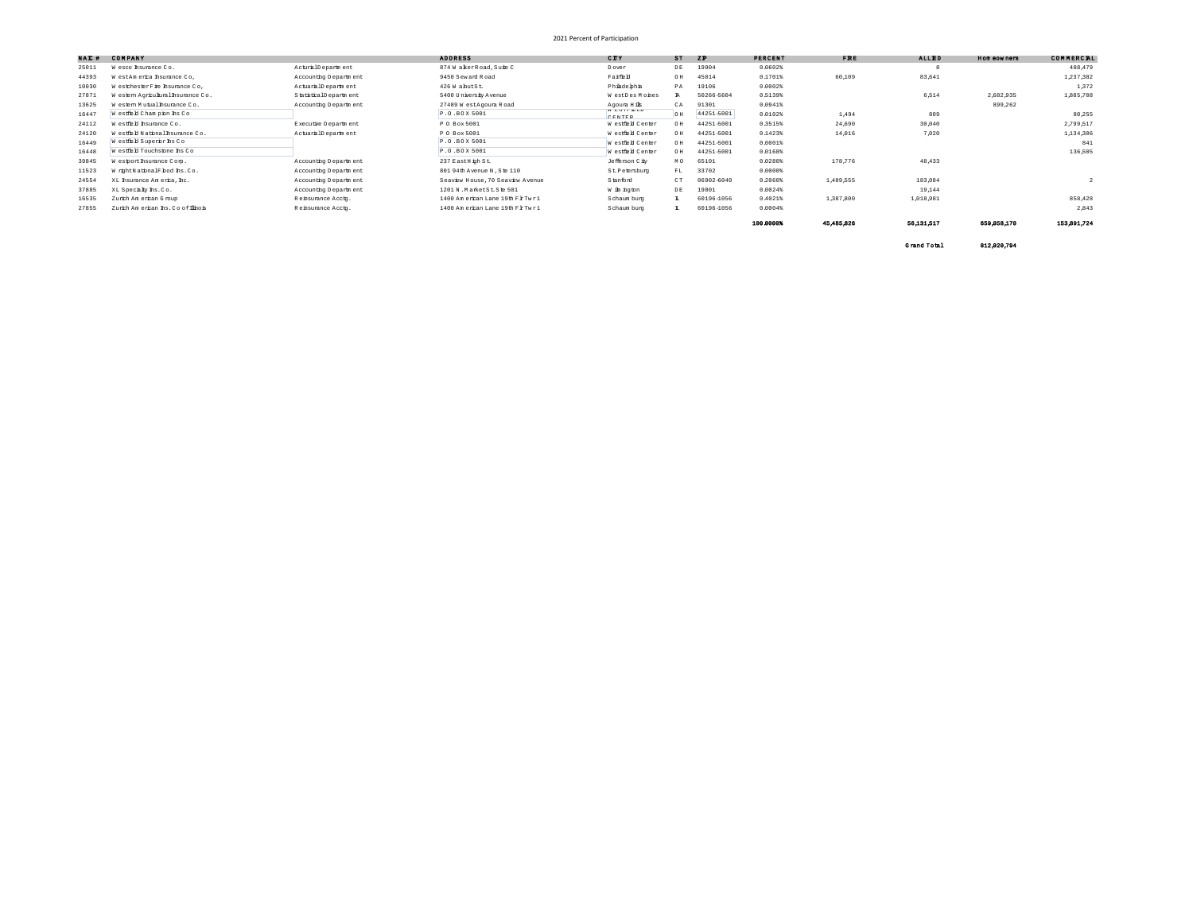2021 Percent of Participation

| NAIC # | COMPANY | | ADDRESS | CITY | ST | ZIP | PERCENT | FIRE | ALLIED | Homeowners | COMMERCIAL |
|---|---|---|---|---|---|---|---|---|---|---|---|
| 25011 | Wesco Insurance Co. | Acturial Department | 874 Walker Road, Suite C | Dover | DE | 19904 | 0.0602% | | 8 | | 488,479 |
| 44393 | West America Insurance Co, | Accounting Department | 9450 Seward Road | Fairfield | OH | 45014 | 0.1701% | 60,109 | 83,641 | | 1,237,382 |
| 10030 | Westchester Fire Insurance Co, | Actuarial Department | 426 Walnut St. | Philadelphia | PA | 19106 | 0.0002% | | | | 1,372 |
| 27871 | Western Agricultural Insurance Co. | Statistical Department | 5400 University Avenue | West Des Moines | IA | 50266-5604 | 0.5139% | | 6,514 | 2,682,935 | 1,485,708 |
| 13625 | Western Mutual Insurance Co. | Accounting Department | 27489 West Agoura Road | Agoura Hills | CA | 91301 | 0.0941% | | | 899,262 | |
| 16447 | Westfield Champion Ins Co | | P.O. BOX 5001 | WESTFIELD CENTER | OH | 44251-5001 | 0.0102% | 1,494 | 809 | | 80,255 |
| 24112 | Westfield Insurance Co. | Executive Department | P O Box 5001 | Westfield Center | OH | 44251-5001 | 0.3515% | 24,690 | 38,040 | | 2,799,517 |
| 24120 | Westfield National Insurance Co. | Actuarial Department | P O Box 5001 | Westfield Center | OH | 44251-5001 | 0.1423% | 14,816 | 7,020 | | 1,134,306 |
| 16449 | Westfield Superior Ins Co | | P.O. BOX 5001 | Westfield Center | OH | 44251-5001 | 0.0001% | | | | 841 |
| 16448 | Westfield Touchstone Ins Co | | P.O. BOX 5001 | Westfield Center | OH | 44251-5001 | 0.0168% | | | | 136,585 |
| 39845 | Westport Insurance Corp. | Accounting Department | 237 East High St. | Jefferson City | MO | 65101 | 0.0280% | 178,776 | 48,433 | | |
| 11523 | Wright National Flood Ins. Co. | Accounting Department | 801 94th Avenue N, Ste 110 | St. Petersburg | FL | 33702 | 0.0000% | | | | |
| 24554 | XL Insurance America, Inc. | Accounting Department | Seaview House, 70 Seaview Avenue | Stanford | CT | 06902-6040 | 0.2060% | 1,489,555 | 183,084 | | 2 |
| 37885 | XL Specialty Ins. Co. | Accounting Department | 1201 N. Market St. Ste 501 | Wilmington | DE | 19801 | 0.0024% | | 19,144 | | |
| 16535 | Zurich American Group | Reinsurance Acctg. | 1400 American Lane 19th Flr Twr 1 | Schaumburg | IL | 60196-1056 | 0.4021% | 1,387,800 | 1,018,981 | | 858,428 |
| 27855 | Zurich American Ins. Co of Illinois | Reinsurance Acctg. | 1400 American Lane 19th Flr Twr 1 | Schaumburg | IL | 60196-1056 | 0.0004% | | | | 2,843 |
| | | | | | | | 100.0000% | 45,485,826 | 56,131,517 | 659,858,170 | 153,891,724 |
| | | | | | | | | | Grand Total | 812,820,794 | |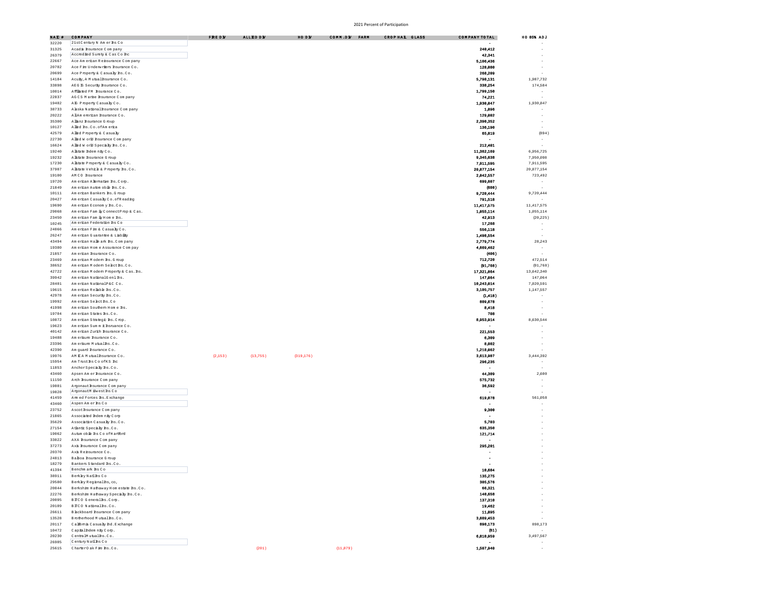2021 Percent of Participation

| NAIC # | COMPANY | FIRE DIV | ALLIED DIV | HO DIV | COMM. DIV | FARM | CROP HAIL | GLASS | COMPANY TOTAL | HO 85% ADJ |
|---|---|---|---|---|---|---|---|---|---|---|
| 32220 | 21st Century N Amer Ins Co | | | | | | | | - | - |
| 31325 | Acadia Insurance Company | | | | | | | | 248,412 | - |
| 26379 | Accredited Surety & Cas Co Inc | | | | | | | | 42,341 | - |
| 22667 | Ace American Reinsurance Company | | | | | | | | 5,106,436 | - |
| 20702 | Ace Fire Underwriters Insurance Co. | | | | | | | | 128,080 | - |
| 20699 | Ace Property & Casualty Ins. Co. | | | | | | | | 268,289 | - |
| 14184 | Acuity, A Mutual Insurance Co. | | | | | | | | 5,798,131 | 1,087,732 |
| 33898 | AEGIS Security Insurance Co. | | | | | | | | 338,254 | 174,584 |
| 10014 | Affiliated FM Insurance Co. | | | | | | | | 1,799,150 | - |
| 22837 | AGCS Marine Insurance Company | | | | | | | | 74,221 | - |
| 19402 | AIG Property Casualty Co. | | | | | | | | 1,930,847 | 1,930,847 |
| 38733 | Alaska National Insurance Company | | | | | | | | 1,896 | - |
| 20222 | All America Insurance Co. | | | | | | | | 129,802 | - |
| 35300 | Allianz Insurance Group | | | | | | | | 2,390,352 | - |
| 10127 | Allied Ins. Co. of America | | | | | | | | 136,190 | - |
| 42579 | Allied Property & Casualty | | | | | | | | 65,819 | (894) |
| 22730 | Allied World Insurance Company | | | | | | | | - | - |
| 16624 | Allied World Specialty Ins. Co. | | | | | | | | 212,401 | - |
| 19240 | Allstate Indemnity Co. | | | | | | | | 11,362,169 | 6,956,725 |
| 19232 | Allstate Insurance Group | | | | | | | | 9,345,638 | 7,950,098 |
| 17230 | Allstate Property & Casualty Co. | | | | | | | | 7,911,595 | 7,911,595 |
| 37907 | Allstate Vehicle & Property Ins. Co. | | | | | | | | 20,877,154 | 20,877,154 |
| 19100 | AMCO Insurance | | | | | | | | 2,842,557 | 723,492 |
| 19720 | American Alternative Ins. Corp. | | | | | | | | 699,607 | - |
| 21849 | American Automobile Ins. Co. | | | | | | | | (680) | - |
| 10111 | American Bankers Ins. Group | | | | | | | | 9,720,444 | 9,720,444 |
| 20427 | American Casualty Co. of Reading | | | | | | | | 791,518 | - |
| 19690 | American Economy Ins. Co. | | | | | | | | 11,417,575 | 11,417,575 |
| 29068 | American Family Connect Prop & Cas. | | | | | | | | 1,055,114 | 1,055,114 |
| 23450 | American Family Home Ins. | | | | | | | | 42,913 | (20,225) |
| 10245 | American Federation Ins Co | | | | | | | | 17,268 | - |
| 24066 | American Fire & Casualty Co. | | | | | | | | 556,118 | - |
| 26247 | American Guarantee & Liability | | | | | | | | 1,490,554 | - |
| 43494 | American Hallmark Ins. Company | | | | | | | | 2,779,774 | 28,243 |
| 19380 | American Home Assurance Company | | | | | | | | 4,669,462 | - |
| 21857 | American Insurance Co. | | | | | | | | (406) | - |
| 23469 | American Modern Ins. Group | | | | | | | | 712,720 | 472,514 |
| 38652 | American Modern Select Ins. Co. | | | | | | | | (91,768) | (91,768) |
| 42722 | American Modern Property & Cas. Ins. | | | | | | | | 17,321,864 | 13,642,340 |
| 39942 | American National Genl Ins. | | | | | | | | 147,064 | 147,064 |
| 28401 | American National P&C Co. | | | | | | | | 10,243,814 | 7,820,591 |
| 19615 | American Reliable Ins. Co. | | | | | | | | 3,105,757 | 1,147,557 |
| 42978 | American Security Ins. Co. | | | | | | | | (1,418) | - |
| 19992 | American Select Ins. Co | | | | | | | | 809,678 | - |
| 41998 | American Southern Home Ins. | | | | | | | | 8,410 | - |
| 19704 | American States Ins. Co. | | | | | | | | 708 | - |
| 10872 | American Strategic Ins. Crop. | | | | | | | | 8,953,914 | 8,630,544 |
| 19623 | American Summit Insurance Co. | | | | | | | | - | - |
| 40142 | American Zurich Insurance Co. | | | | | | | | 221,553 | - |
| 19488 | Amerisure Insurance Co. | | | | | | | | 6,309 | - |
| 23396 | Amerisure Mutual Ins. Co. | | | | | | | | 8,082 | - |
| 42390 | Amguard Insurance Co. | | | | | | | | 1,218,062 | - |
| 19976 | AMICA Mutual Insurance Co. | (2,153) | (13,755) | (319,176) | | | | | 3,813,907 | 3,444,392 |
| 15954 | Am Trust Ins Co of KS Inc | | | | | | | | 296,235 | - |
| 11853 | Anchor Specialty Ins. Co. | | | | | | | | - | - |
| 43460 | Apsen Amer Insurance Co. | | | | | | | | 44,309 | 2,600 |
| 11150 | Arch Insurance Company | | | | | | | | 575,732 | - |
| 19801 | Argonaut Insurance Company | | | | | | | | 36,592 | - |
| 19828 | Argonaut Midwest Ins Co | | | | | | | | - | - |
| 41459 | Armed Forces Ins. Exchange | | | | | | | | 619,070 | 561,058 |
| 43460 | Aspen Amer Ins Co | | | | | | | | - | - |
| 23752 | Ascot Insurance Company | | | | | | | | 9,300 | - |
| 21865 | Associated Indemnity Corp | | | | | | | | - | - |
| 35629 | Association Casualty Ins. Co. | | | | | | | | 5,703 | - |
| 27154 | Atlantic Specialty Ins. Co. | | | | | | | | 635,350 | - |
| 19062 | Automobile Ins Co of Hartford | | | | | | | | 121,714 | - |
| 33022 | AXA Insurance Company | | | | | | | | - | - |
| 37273 | Axis Insurance Company | | | | | | | | 295,201 | - |
| 20370 | Axis Reinsurance Co. | | | | | | | | - | - |
| 24813 | Balboa Insurance Group | | | | | | | | - | - |
| 18279 | Bankers Standard Ins. Co. | | | | | | | | - | - |
| 41394 | Benchmark Ins Co | | | | | | | | 10,684 | - |
| 38911 | Berkley Natl Ins Co | | | | | | | | 135,275 | - |
| 29580 | Berkley Regional Ins, co, | | | | | | | | 305,576 | - |
| 20044 | Berkshire Hathaway Homestate Ins. Co. | | | | | | | | 66,321 | - |
| 22276 | Berkshire Hathaway Specialty Ins. Co. | | | | | | | | 140,658 | - |
| 20095 | BITCO General Ins. Corp. | | | | | | | | 137,310 | - |
| 20109 | BITCO National Ins. Co. | | | | | | | | 19,462 | - |
| 26611 | Blackboard Insurance Company | | | | | | | | 11,895 | - |
| 13528 | Brotherhood Mutual Ins. Co. | | | | | | | | 3,689,453 | - |
| 20117 | California Casualty Ind. Exchange | | | | | | | | 898,173 | 898,173 |
| 10472 | Capital Indemnity Corp. | | | | | | | | (61) | - |
| 20230 | Central Mutual Ins. Co. | | | | | | | | 6,810,959 | 3,497,567 |
| 26905 | Century Natl Ins Co | | | | | | | | - | - |
| 25615 | Charter Oak Fire Ins. Co. | | (201) | | (11,879) | | | | 1,507,940 | - |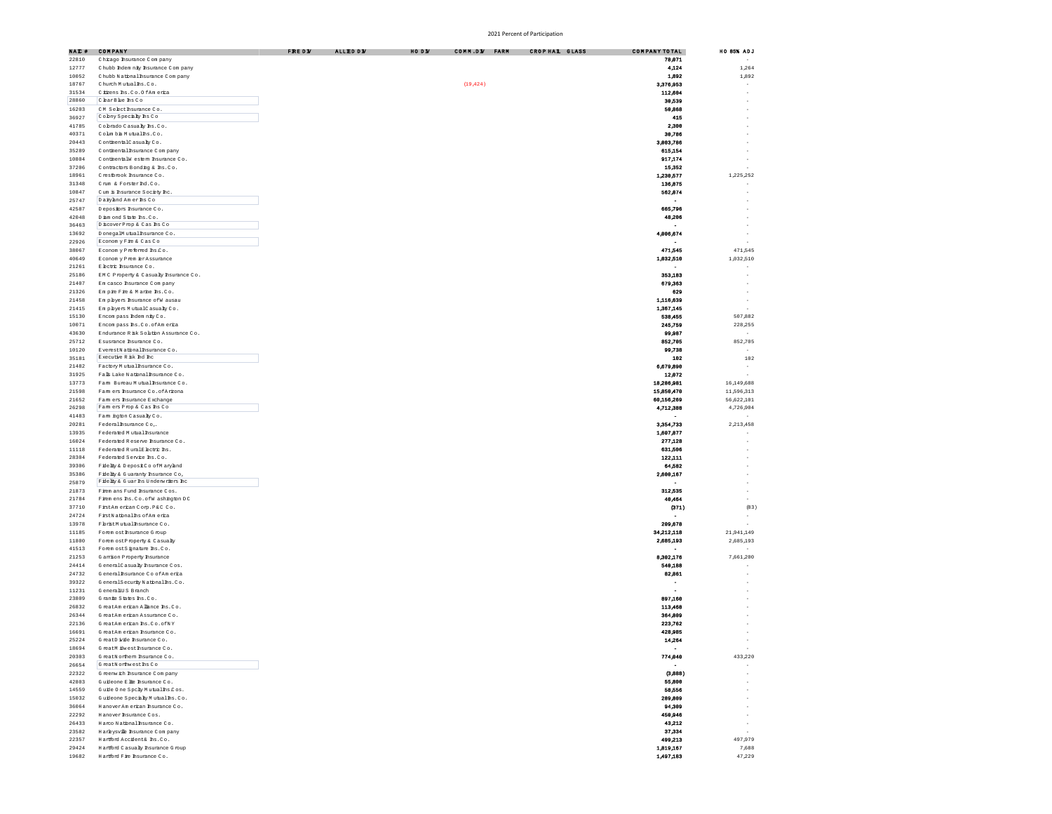2021 Percent of Participation

| NAIC # | COMPANY | FIRE DIV | ALLIED DIV | HO DIV | COMM. DIV | FARM | CROP HAIL | GLASS | COMPANY TOTAL | HO 85% ADJ |
|---|---|---|---|---|---|---|---|---|---|---|
| 22810 | Chicago Insurance Company | | | | | | | | 78,071 | - |
| 12777 | Chubb Indemnity Insurance Company | | | | | | | | 4,124 | 1,264 |
| 10052 | Chubb National Insurance Company | | | | | | | | 1,892 | 1,892 |
| 18767 | Church Mutual Ins. Co. | | | | (19,424) | | | | 3,376,053 | - |
| 31534 | Citizens Ins. Co. Of America | | | | | | | | 112,604 | - |
| 28860 | Clear Blue Ins Co | | | | | | | | 30,539 | - |
| 16283 | CM Select Insurance Co. | | | | | | | | 50,868 | - |
| 36927 | Colony Specialty Ins Co | | | | | | | | 415 | - |
| 41785 | Colorado Casualty Ins. Co. | | | | | | | | 2,390 | - |
| 40371 | Columbia Mutual Ins. Co. | | | | | | | | 30,786 | - |
| 20443 | Continental Casualty Co. | | | | | | | | 3,003,786 | - |
| 35289 | Continental Insurance Company | | | | | | | | 615,154 | - |
| 10804 | Continental Western Insurance Co. | | | | | | | | 917,174 | - |
| 37206 | Contractors Bonding & Ins. Co. | | | | | | | | 15,352 | - |
| 18961 | Crestbrook Insurance Co. | | | | | | | | 1,230,577 | 1,225,252 |
| 31348 | Crum & Forster Ind. Co. | | | | | | | | 136,875 | - |
| 10847 | Cumis Insurance Society Inc. | | | | | | | | 562,874 | - |
| 25747 | Dairyland Amer Ins Co | | | | | | | | - | - |
| 42587 | Depositors Insurance Co. | | | | | | | | 665,796 | - |
| 42048 | Diamond State Ins. Co. | | | | | | | | 48,206 | - |
| 36463 | Discover Prop & Cas Ins Co | | | | | | | | - | - |
| 13692 | Donegal Mutual Insurance Co. | | | | | | | | 4,006,674 | - |
| 22926 | Economy Fire & Cas Co | | | | | | | | - | - |
| 38067 | Economy Preferred Ins. Co. | | | | | | | | 471,545 | 471,545 |
| 40649 | Economy Premier Assurance | | | | | | | | 1,032,510 | 1,032,510 |
| 21261 | Electric Insurance Co. | | | | | | | | - | - |
| 25186 | EMC Property & Casualty Insurance Co. | | | | | | | | 353,183 | - |
| 21407 | Emcasco Insurance Company | | | | | | | | 679,363 | - |
| 21326 | Empire Fire & Marine Ins. Co. | | | | | | | | 629 | - |
| 21458 | Employers Insurance of Wausau | | | | | | | | 1,116,639 | - |
| 21415 | Employers Mutual Casualty Co. | | | | | | | | 1,367,145 | - |
| 15130 | Encompass Indemnity Co. | | | | | | | | 538,455 | 507,882 |
| 10071 | Encompass Ins. Co. of America | | | | | | | | 245,759 | 228,255 |
| 43630 | Endurance Risk Solution Assurance Co. | | | | | | | | 99,967 | - |
| 25712 | Esurance Insurance Co. | | | | | | | | 852,705 | 852,705 |
| 10120 | Everest National Insurance Co. | | | | | | | | 99,738 | - |
| 35181 | Executive Risk Ind Inc | | | | | | | | 182 | 182 |
| 21482 | Factory Mutual Insurance Co. | | | | | | | | 6,679,890 | - |
| 31925 | Falls Lake National Insurance Co. | | | | | | | | 12,072 | - |
| 13773 | Farm Bureau Mutual Insurance Co. | | | | | | | | 18,266,981 | 16,149,688 |
| 21598 | Farmers Insurance Co. of Arizona | | | | | | | | 15,850,470 | 11,596,313 |
| 21652 | Farmers Insurance Exchange | | | | | | | | 60,156,269 | 56,622,181 |
| 26298 | Farmers Prop & Cas Ins Co | | | | | | | | 4,712,388 | 4,726,984 |
| 41483 | Farmington Casualty Co. | | | | | | | | - | - |
| 20281 | Federal Insurance Co,. | | | | | | | | 3,354,733 | 2,213,458 |
| 13935 | Federated Mutual Insurance | | | | | | | | 1,807,877 | - |
| 16024 | Federated Reserve Insurance Co. | | | | | | | | 277,128 | - |
| 11118 | Federated Rural Electric Ins. | | | | | | | | 631,506 | - |
| 28304 | Federated Service Ins. Co. | | | | | | | | 122,111 | - |
| 39306 | Fidelity & Deposit Co of Maryland | | | | | | | | 64,502 | - |
| 35386 | Fidelity & Guaranty Insurance Co, | | | | | | | | 2,600,167 | - |
| 25879 | Fidelity & Guar Ins Underwriters Inc | | | | | | | | - | - |
| 21873 | Firemans Fund Insurance Cos. | | | | | | | | 312,535 | - |
| 21784 | Firemens Ins. Co. of Washington DC | | | | | | | | 40,464 | - |
| 37710 | First American Corp. P&C Co. | | | | | | | | (371) | (83) |
| 24724 | First National Ins of America | | | | | | | | - | - |
| 13978 | Florist Mutual Insurance Co. | | | | | | | | 209,670 | - |
| 11185 | Foremost Insurance Group | | | | | | | | 34,212,118 | 21,941,149 |
| 11800 | Foremost Property & Casualty | | | | | | | | 2,685,193 | 2,685,193 |
| 41513 | Foremost Signature Ins. Co. | | | | | | | | - | - |
| 21253 | Garrison Property Insurance | | | | | | | | 8,302,176 | 7,661,280 |
| 24414 | General Casualty Insurance Cos. | | | | | | | | 540,188 | - |
| 24732 | General Insurance Co of America | | | | | | | | 82,861 | - |
| 39322 | General Security National Ins. Co. | | | | | | | | - | - |
| 11231 | Generali US Branch | | | | | | | | - | - |
| 23809 | Granite States Ins. Co. | | | | | | | | 897,160 | - |
| 26832 | Great American Alliance Ins. Co. | | | | | | | | 113,460 | - |
| 26344 | Great American Assurance Co. | | | | | | | | 364,809 | - |
| 22136 | Great American Ins. Co. of NY | | | | | | | | 223,762 | - |
| 16691 | Great American Insurance Co. | | | | | | | | 428,985 | - |
| 25224 | Great Divide Insurance Co. | | | | | | | | 14,264 | - |
| 18694 | Great Midwest Insurance Co. | | | | | | | | - | - |
| 20303 | Great Northern Insurance Co. | | | | | | | | 774,040 | 433,220 |
| 26654 | Great Northwest Ins Co | | | | | | | | - | - |
| 22322 | Greenwich Insurance Company | | | | | | | | (3,888) | - |
| 42803 | Guideone Elite Insurance Co. | | | | | | | | 55,800 | - |
| 14559 | Guide One Spclty Mutual Ins. Cos. | | | | | | | | 58,556 | - |
| 15032 | Guideone Specialty Mutual Ins. Co. | | | | | | | | 289,809 | - |
| 36064 | Hanover American Insurance Co. | | | | | | | | 94,309 | - |
| 22292 | Hanover Insurance Cos. | | | | | | | | 450,946 | - |
| 26433 | Harco National Insurance Co. | | | | | | | | 43,212 | - |
| 23582 | Harleysville Insurance Company | | | | | | | | 37,334 | - |
| 22357 | Hartford Accident & Ins. Co. | | | | | | | | 499,213 | 497,979 |
| 29424 | Hartford Casualty Insurance Group | | | | | | | | 1,819,167 | 7,688 |
| 19682 | Hartford Fire Insurance Co. | | | | | | | | 1,497,183 | 47,229 |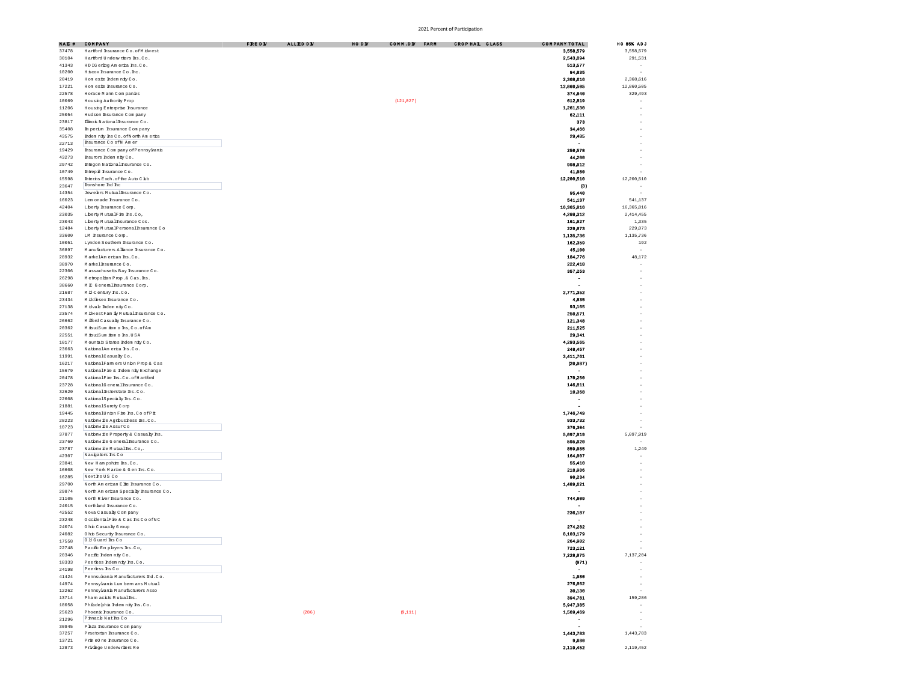2021 Percent of Participation

| NAIC # | COMPANY | FIRE DIV | ALLIED DIV | HO DIV | COMM. DIV | FARM | CROP HAIL | GLASS | COMPANY TOTAL | HO 85% ADJ |
|---|---|---|---|---|---|---|---|---|---|---|
| 37478 | Hartford Insurance Co. of Midwest | | | | | | | | 3,558,579 | 3,558,579 |
| 30104 | Hartford Underwriters Ins. Co. | | | | | | | | 2,543,894 | 291,531 |
| 41343 | HDI Gerling America Ins. Co. | | | | | | | | 513,577 | - |
| 10200 | Hiscox Insurance Co. Inc. | | | | | | | | 94,835 | - |
| 20419 | Homesite Indemnity Co. | | | | | | | | 2,368,616 | 2,368,616 |
| 17221 | Homesite Insurance Co. | | | | | | | | 12,860,585 | 12,860,585 |
| 22578 | Horace Mann Companies | | | | | | | | 374,840 | 329,493 |
| 10069 | Housing Authority Prop | | | | (121,827) | | | | 612,819 | - |
| 11206 | Housing Enterprise Insurance | | | | | | | | 1,261,530 | - |
| 25054 | Hudson Insurance Company | | | | | | | | 62,111 | - |
| 23817 | Illinois National Insurance Co. | | | | | | | | 373 | - |
| 35408 | Imperium Insurance Company | | | | | | | | 34,466 | - |
| 43575 | Indemnity Ins Co. of North America | | | | | | | | 29,485 | - |
| 22713 | Insurance Co of N Amer | | | | | | | | - | - |
| 19429 | Insurance Company of Pennsylvania | | | | | | | | 258,578 | - |
| 43273 | Insurors Indemnity Co. | | | | | | | | 44,200 | - |
| 29742 | Integon National Insurance Co. | | | | | | | | 998,912 | - |
| 10749 | Intrepid Insurance Co. | | | | | | | | 41,080 | - |
| 15598 | Interins Exch. of the Auto Club | | | | | | | | 12,200,510 | 12,200,510 |
| 23647 | Ironshore Ind Inc | | | | | | | | (3) | - |
| 14354 | Jewelers Mutual Insurance Co. | | | | | | | | 95,446 | - |
| 16023 | Lemonade Insurance Co. | | | | | | | | 541,137 | 541,137 |
| 42404 | Liberty Insurance Corp. | | | | | | | | 16,365,816 | 16,365,816 |
| 23035 | Liberty Mutual Fire Ins. Co, | | | | | | | | 4,208,312 | 2,414,455 |
| 23043 | Liberty Mutual Insurance Cos. | | | | | | | | 161,927 | 1,335 |
| 12484 | Liberty Mutual Personal Insurance Co | | | | | | | | 229,073 | 229,073 |
| 33600 | LM Insurance Corp. | | | | | | | | 1,135,736 | 1,135,736 |
| 10051 | Lyndon Southern Insurance Co. | | | | | | | | 162,359 | 192 |
| 36897 | Manufacturers Alliance Insurance Co. | | | | | | | | 45,100 | - |
| 28932 | Markel American Ins. Co. | | | | | | | | 184,776 | 48,172 |
| 38970 | Markel Insurance Co. | | | | | | | | 222,418 | - |
| 22306 | Massachusetts Bay Insurance Co. | | | | | | | | 357,253 | - |
| 26298 | Metropolitan Prop. & Cas. Ins. | | | | | | | | - | - |
| 38660 | MIC General Insurance Corp. | | | | | | | | - | - |
| 21687 | Mid-Century Ins. Co. | | | | | | | | 2,771,352 | - |
| 23434 | Middlesex Insurance Co. | | | | | | | | 4,835 | - |
| 27138 | Midvale Indemnity Co. | | | | | | | | 93,165 | - |
| 23574 | Midwest Family Mutual Insurance Co. | | | | | | | | 250,571 | - |
| 26662 | Milford Casualty Insurance Co. | | | | | | | | 121,340 | - |
| 20362 | Mitsui Sumitomo Ins, Co. of Am | | | | | | | | 211,525 | - |
| 22551 | Mitsui Sumitomo Ins. USA | | | | | | | | 29,341 | - |
| 10177 | Mountain States Indemnity Co. | | | | | | | | 4,293,565 | - |
| 23663 | National America Ins. Co. | | | | | | | | 248,457 | - |
| 11991 | National Casualty Co. | | | | | | | | 3,411,761 | - |
| 16217 | National Farmers Union Prop & Cas | | | | | | | | (20,987) | - |
| 15679 | National Fire & Indemnity Exchange | | | | | | | | - | - |
| 20478 | National Fire Ins. Co. of Hartford | | | | | | | | 170,250 | - |
| 23728 | National General Insurance Co. | | | | | | | | 146,811 | - |
| 32620 | National Interstate Ins. Co. | | | | | | | | 10,360 | - |
| 22608 | National Specialty Ins. Co. | | | | | | | | - | - |
| 21881 | National Surety Corp | | | | | | | | - | - |
| 19445 | National Union Fire Ins. Co of Pitt | | | | | | | | 1,748,749 | - |
| 28223 | Nationwide Agribusiness Ins. Co. | | | | | | | | 933,732 | - |
| 10723 | Nationwide Assur Co | | | | | | | | 376,304 | - |
| 37877 | Nationwide Property & Casualty Ins. | | | | | | | | 5,097,919 | 5,097,919 |
| 23760 | Nationwide General Insurance Co. | | | | | | | | 595,920 | - |
| 23787 | Nationwide Mutual Ins. Co,. | | | | | | | | 859,085 | 1,249 |
| 42307 | Navigators Ins Co | | | | | | | | 164,007 | - |
| 23841 | New Hampshire Ins. Co. | | | | | | | | 55,416 | - |
| 16608 | New York Marine & Gen Ins. Co. | | | | | | | | 218,986 | - |
| 16285 | Next Ins US Co | | | | | | | | 90,234 | - |
| 29700 | North American Elite Insurance Co. | | | | | | | | 1,409,621 | - |
| 29874 | North American Specialty Insurance Co. | | | | | | | | - | - |
| 21105 | North River Insurance Co. | | | | | | | | 744,609 | - |
| 24015 | Northland Insurance Co. | | | | | | | | - | - |
| 42552 | Nova Casualty Company | | | | | | | | 236,187 | - |
| 23248 | Occidental Fire & Cas Ins Co of NC | | | | | | | | - | - |
| 24074 | Ohio Casualty Group | | | | | | | | 274,282 | - |
| 24082 | Ohio Security Insurance Co. | | | | | | | | 8,103,179 | - |
| 17558 | Old Guard Ins Co | | | | | | | | 264,902 | - |
| 22748 | Pacific Employers Ins. Co, | | | | | | | | 723,121 | - |
| 20346 | Pacific Indemnity Co. | | | | | | | | 7,228,075 | 7,137,284 |
| 18333 | Peerless Indemnity Ins. Co. | | | | | | | | (971) | - |
| 24198 | Peerless Ins Co | | | | | | | | - | - |
| 41424 | Pennsylvania Manufacturers Ind. Co. | | | | | | | | 1,980 | - |
| 14974 | Pennsylvania Lumbermans Mutual | | | | | | | | 276,062 | - |
| 12262 | Pennsylvania Manufacturers Asso | | | | | | | | 30,130 | - |
| 13714 | Pharmacists Mutual Ins. | | | | | | | | 394,761 | 159,286 |
| 18058 | Philadelphia Indemnity Ins. Co. | | | | | | | | 5,947,385 | - |
| 25623 | Phoenix Insurance Co. | | (286) | | (9,111) | | | | 1,569,469 | - |
| 21296 | Pinnacle Natl Ins Co | | | | | | | | - | - |
| 30945 | Plaza Insurance Company | | | | | | | | - | - |
| 37257 | Praetorian Insurance Co. | | | | | | | | 1,443,783 | 1,443,783 |
| 13721 | Prime One Insurance Co. | | | | | | | | 9,680 | - |
| 12873 | Privilege Underwriters Re | | | | | | | | 2,119,452 | 2,119,452 |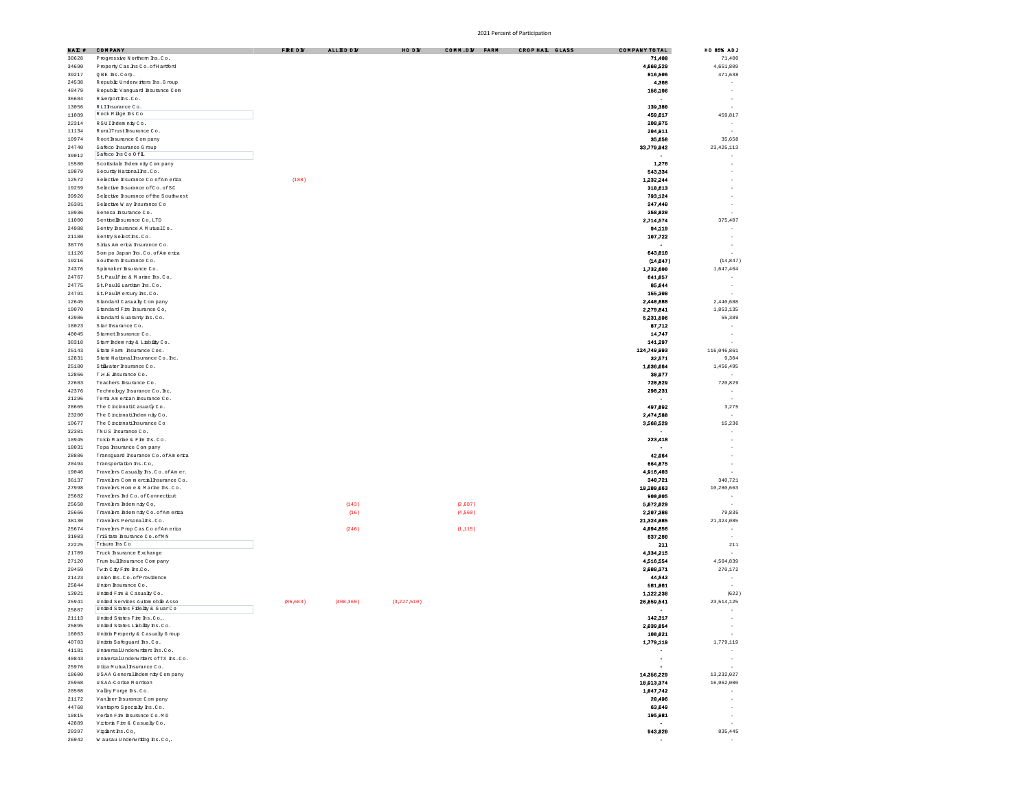2021 Percent of Participation

| NAIC # | COMPANY | FIRE DIV | ALLIED DIV | HO DIV | COMM. DIV | FARM | CROP HAIL | GLASS | COMPANY TOTAL | HO 85% ADJ |
|---|---|---|---|---|---|---|---|---|---|---|
| 38628 | Progressive Northern Ins. Co. | | | | | | | | 71,480 | 71,480 |
| 34690 | Property Cas. Ins Co. of Hartford | | | | | | | | 4,660,529 | 4,651,889 |
| 39217 | QBE Ins. Corp. | | | | | | | | 816,506 | 471,638 |
| 24538 | Republic Underwriters Ins. Group | | | | | | | | 4,368 | - |
| 40479 | Republic Vanguard Insurance Com | | | | | | | | 156,106 | - |
| 36684 | Riverport Ins. Co. | | | | | | | | - | - |
| 13056 | RLI Insurance Co. | | | | | | | | 139,380 | - |
| 11089 | Rock Ridge Ins Co | | | | | | | | 459,817 | 459,817 |
| 22314 | RSUI Indemnity Co. | | | | | | | | 208,075 | - |
| 11134 | Rural Trust Insurance Co. | | | | | | | | 204,911 | - |
| 10974 | Root Insurance Company | | | | | | | | 35,658 | 35,658 |
| 24740 | Safeco Insurance Group | | | | | | | | 33,779,942 | 23,425,113 |
| 39012 | Safeco Ins Co Of IL | | | | | | | | - | - |
| 15580 | Scottsdale Indemnity Company | | | | | | | | 1,276 | - |
| 19879 | Security National Ins. Co. | | | | | | | | 543,334 | - |
| 12572 | Selective Insurance Co of America | (180) | | | | | | | 1,232,244 | - |
| 19259 | Selective Insurance of Co. of SC | | | | | | | | 318,613 | - |
| 39926 | Selective Insurance of the Southwest | | | | | | | | 793,124 | - |
| 26301 | Selective Way Insurance Co | | | | | | | | 247,440 | - |
| 10936 | Seneca Insurance Co. | | | | | | | | 258,820 | - |
| 11000 | Sentinel Insurance Co, LTD | | | | | | | | 2,714,574 | 375,487 |
| 24988 | Sentry Insurance A Mutual Co. | | | | | | | | 94,119 | - |
| 21180 | Sentry Select Ins. Co. | | | | | | | | 107,722 | - |
| 38776 | Sirius America Insurance Co. | | | | | | | | - | - |
| 11126 | Sompo Japan Ins. Co. of America | | | | | | | | 643,010 | - |
| 19216 | Southern Insurance Co. | | | | | | | | (14,847) | (14,847) |
| 24376 | Spinnaker Insurance Co. | | | | | | | | 1,732,600 | 1,647,464 |
| 24767 | St. Paul Fire & Marine Ins. Co. | | | | | | | | 641,057 | - |
| 24775 | St. Paul Guardian Ins. Co. | | | | | | | | 65,644 | - |
| 24791 | St. Paul Mercury Ins. Co. | | | | | | | | 155,308 | - |
| 12645 | Standard Casualty Company | | | | | | | | 2,440,688 | 2,440,688 |
| 19070 | Standard Fire Insurance Co, | | | | | | | | 2,279,841 | 1,853,135 |
| 42986 | Standard Guaranty Ins. Co. | | | | | | | | 5,231,596 | 55,389 |
| 18023 | Star Insurance Co. | | | | | | | | 67,712 | - |
| 40045 | Starnet Insurance Co. | | | | | | | | 14,747 | - |
| 38318 | Starr Indemnity & Liability Co. | | | | | | | | 141,297 | - |
| 25143 | State Farm Insurance Cos. | | | | | | | | 124,749,993 | 116,046,861 |
| 12831 | State National Insurance Co. Inc. | | | | | | | | 32,571 | 9,384 |
| 25180 | Stillwater Insurance Co. | | | | | | | | 1,636,664 | 1,456,495 |
| 12866 | T.H.E. Insurance Co. | | | | | | | | 30,977 | - |
| 22683 | Teachers Insurance Co. | | | | | | | | 720,829 | 720,829 |
| 42376 | Technology Insurance Co. Inc. | | | | | | | | 290,231 | - |
| 21296 | Terra American Insurance Co. | | | | | | | | - | - |
| 28665 | The Cincinnati Casualty Co. | | | | | | | | 497,092 | 3,275 |
| 23280 | The Cincinnati Indemnity Co. | | | | | | | | 2,474,580 | - |
| 10677 | The Cincinnati Insurance Co | | | | | | | | 3,560,529 | 15,236 |
| 32301 | TNUS Insurance Co. | | | | | | | | - | - |
| 10945 | Tokio Marine & Fire Ins. Co. | | | | | | | | 223,418 | - |
| 18031 | Topa Insurance Company | | | | | | | | - | - |
| 28886 | Transguard Insurance Co. of America | | | | | | | | 42,964 | - |
| 20494 | Transportation Ins. Co, | | | | | | | | 664,875 | - |
| 19046 | Travelers Casualty Ins. Co. of Amer. | | | | | | | | 4,916,403 | - |
| 36137 | Travelers Commercial Insurance Co. | | | | | | | | 340,721 | 340,721 |
| 27998 | Travelers Home & Marine Ins. Co. | | | | | | | | 10,280,663 | 10,280,663 |
| 25682 | Travelers Ind Co. of Connecticut | | | | | | | | 900,005 | - |
| 25658 | Travelers Indemnity Co, | | (143) | | (2,887) | | | | 5,072,029 | - |
| 25666 | Travelers Indemnity Co. of America | | (16) | | (4,568) | | | | 2,207,306 | 79,835 |
| 38130 | Travelers Personal Ins. Co. | | | | | | | | 21,324,085 | 21,324,085 |
| 25674 | Travelers Prop Cas Co of America | | (246) | | (1,115) | | | | 4,994,856 | - |
| 31083 | TriState Insurance Co. of MN | | | | | | | | 837,280 | - |
| 22225 | Trisura Ins Co | | | | | | | | 211 | 211 |
| 21709 | Truck Insurance Exchange | | | | | | | | 4,334,215 | - |
| 27120 | Trumbull Insurance Company | | | | | | | | 4,516,554 | 4,504,839 |
| 29459 | Twin City Fire Ins. Co. | | | | | | | | 2,888,371 | 270,172 |
| 21423 | Union Ins. Co. of Providence | | | | | | | | 44,542 | - |
| 25844 | Union Insurance Co. | | | | | | | | 581,061 | - |
| 13021 | United Fire & Casualty Co. | | | | | | | | 1,122,230 | (622) |
| 25941 | United Services Automobile Asso | (86,683) | (400,360) | (3,227,510) | | | | | 26,859,541 | 23,514,125 |
| 25887 | United States Fidelity & Guar Co | | | | | | | | - | - |
| 21113 | United States Fire Ins. Co,. | | | | | | | | 142,317 | - |
| 25895 | United States Liability Ins. Co. | | | | | | | | 2,039,854 | - |
| 16063 | Unitrin Property & Casualty Group | | | | | | | | 108,021 | - |
| 40703 | Unitrin Safeguard Ins. Co. | | | | | | | | 1,779,119 | 1,779,119 |
| 41181 | Universal Underwriters Ins. Co. | | | | | | | | - | - |
| 40843 | Universal Underwriters of TX Ins. Co. | | | | | | | | - | - |
| 25976 | Utica Mutual Insurance Co. | | | | | | | | - | - |
| 18600 | USAA General Indemnity Company | | | | | | | | 14,356,229 | 13,232,027 |
| 25968 | USAA-Cortse Morrison | | | | | | | | 18,913,374 | 16,062,080 |
| 20508 | Valley Forge Ins. Co. | | | | | | | | 1,047,742 | - |
| 21172 | Vanliner Insurance Company | | | | | | | | 20,496 | - |
| 44768 | Vantapro Specialty Ins. Co. | | | | | | | | 63,649 | - |
| 10815 | Verlan Fire Insurance Co. MD | | | | | | | | 195,081 | - |
| 42889 | Victoria Fire & Casualty Co. | | | | | | | | - | - |
| 20397 | Vigilant Ins. Co, | | | | | | | | 943,920 | 835,445 |
| 26042 | Wausau Underwriting Ins. Co,. | | | | | | | | - | - |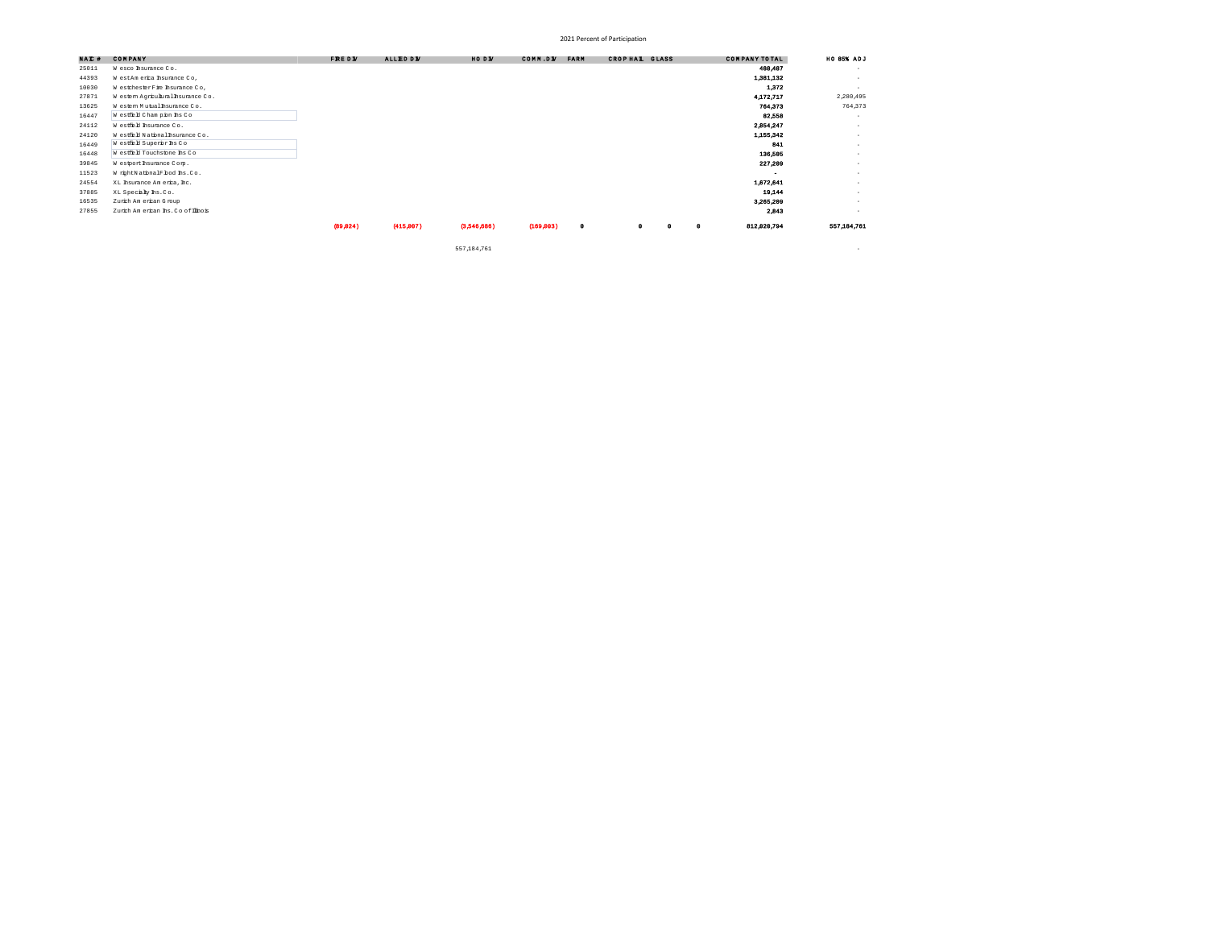2021 Percent of Participation

| NAIC # | COMPANY | FIRE DIV | ALLIED DIV | HO DIV | COMM.DIV | FARM | CROP HAIL | GLASS | | COMPANY TOTAL | HO 85% ADJ |
|---|---|---|---|---|---|---|---|---|---|---|---|
| 25011 | Wesco Insurance Co. | | | | | | | | | 408,487 | - |
| 44393 | West America Insurance Co, | | | | | | | | | 1,381,132 | - |
| 10030 | Westchester Fire Insurance Co, | | | | | | | | | 1,372 | - |
| 27871 | Western Agricultural Insurance Co. | | | | | | | | | 4,172,717 | 2,280,495 |
| 13625 | Western Mutual Insurance Co. | | | | | | | | | 764,373 | 764,373 |
| 16447 | Westfield Champion Ins Co | | | | | | | | | 82,558 | - |
| 24112 | Westfield Insurance Co. | | | | | | | | | 2,854,247 | - |
| 24120 | Westfield National Insurance Co. | | | | | | | | | 1,155,342 | - |
| 16449 | Westfield Superior Ins Co | | | | | | | | | 841 | - |
| 16448 | Westfield Touchstone Ins Co | | | | | | | | | 136,505 | - |
| 39845 | Westport Insurance Corp. | | | | | | | | | 227,209 | - |
| 11523 | Wright National Flood Ins.Co. | | | | | | | | | - | - |
| 24554 | XL Insurance America, Inc. | | | | | | | | | 1,672,641 | - |
| 37885 | XL Specialty Ins.Co. | | | | | | | | | 19,144 | - |
| 16535 | Zurich American Group | | | | | | | | | 3,265,209 | - |
| 27855 | Zurich American Ins.Co of Illinois | | | | | | | | | 2,843 | - |
| | | (89,824) | (415,807) | (3,546,686) | (169,803) | 0 | 0 | 0 | 0 | 812,020,794 | 557,184,761 |

557,184,761 -